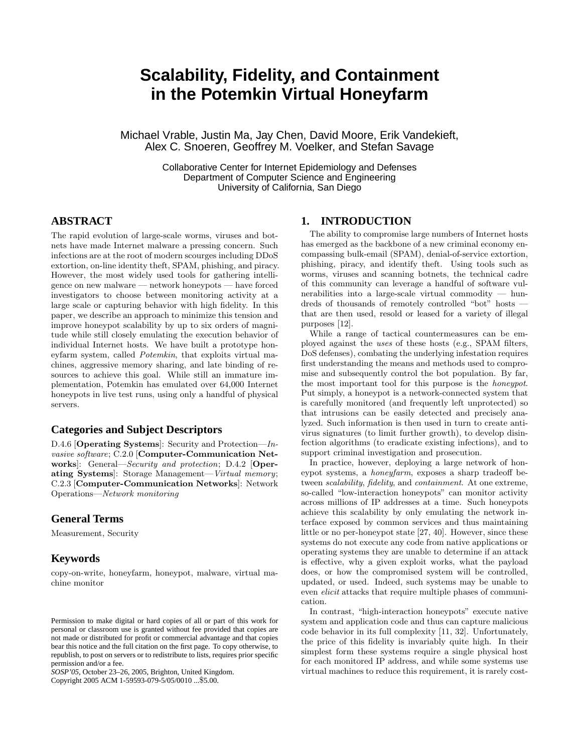# Scalability, Fidelity, and Containment in the Potemkin Virtual Honeyfarm

Michael Vrable, Justin Ma, Jay Chen, David Moore, Erik Vandekieft, Alex C. Snoeren, Geoffrey M. Voelker, and Stefan Savage

Collaborative Center for Internet Epidemiology and Defenses
Department of Computer Science and Engineering
University of California, San Diego

## ABSTRACT

The rapid evolution of large-scale worms, viruses and botnets have made Internet malware a pressing concern. Such infections are at the root of modern scourges including DDoS extortion, on-line identity theft, SPAM, phishing, and piracy. However, the most widely used tools for gathering intelligence on new malware — network honeypots — have forced investigators to choose between monitoring activity at a large scale or capturing behavior with high fidelity. In this paper, we describe an approach to minimize this tension and improve honeypot scalability by up to six orders of magnitude while still closely emulating the execution behavior of individual Internet hosts. We have built a prototype honeyfarm system, called *Potemkin*, that exploits virtual machines, aggressive memory sharing, and late binding of resources to achieve this goal. While still an immature implementation, Potemkin has emulated over 64,000 Internet honeypots in live test runs, using only a handful of physical servers.

### Categories and Subject Descriptors

D.4.6 [**Operating Systems**]: Security and Protection—*Invasive software*; C.2.0 [**Computer-Communication Networks**]: General—*Security and protection*; D.4.2 [**Operating Systems**]: Storage Management—*Virtual memory*; C.2.3 [**Computer-Communication Networks**]: Network Operations—*Network monitoring*

### General Terms

Measurement, Security

### Keywords

copy-on-write, honeyfarm, honeypot, malware, virtual machine monitor

Permission to make digital or hard copies of all or part of this work for personal or classroom use is granted without fee provided that copies are not made or distributed for profit or commercial advantage and that copies bear this notice and the full citation on the first page. To copy otherwise, to republish, to post on servers or to redistribute to lists, requires prior specific permission and/or a fee.
*SOSP'05*, October 23–26, 2005, Brighton, United Kingdom.
Copyright 2005 ACM 1-59593-079-5/05/0010 ...$5.00.

## 1. INTRODUCTION

The ability to compromise large numbers of Internet hosts has emerged as the backbone of a new criminal economy encompassing bulk-email (SPAM), denial-of-service extortion, phishing, piracy, and identify theft. Using tools such as worms, viruses and scanning botnets, the technical cadre of this community can leverage a handful of software vulnerabilities into a large-scale virtual commodity — hundreds of thousands of remotely controlled "bot" hosts — that are then used, resold or leased for a variety of illegal purposes [12].

While a range of tactical countermeasures can be employed against the *uses* of these hosts (e.g., SPAM filters, DoS defenses), combating the underlying infestation requires first understanding the means and methods used to compromise and subsequently control the bot population. By far, the most important tool for this purpose is the *honeypot*. Put simply, a honeypot is a network-connected system that is carefully monitored (and frequently left unprotected) so that intrusions can be easily detected and precisely analyzed. Such information is then used in turn to create anti-virus signatures (to limit further growth), to develop disinfection algorithms (to eradicate existing infections), and to support criminal investigation and prosecution.

In practice, however, deploying a large network of honeypot systems, a *honeyfarm*, exposes a sharp tradeoff between *scalability*, *fidelity*, and *containment*. At one extreme, so-called "low-interaction honeypots" can monitor activity across millions of IP addresses at a time. Such honeypots achieve this scalability by only emulating the network interface exposed by common services and thus maintaining little or no per-honeypot state [27, 40]. However, since these systems do not execute any code from native applications or operating systems they are unable to determine if an attack is effective, why a given exploit works, what the payload does, or how the compromised system will be controlled, updated, or used. Indeed, such systems may be unable to even *elicit* attacks that require multiple phases of communication.

In contrast, "high-interaction honeypots" execute native system and application code and thus can capture malicious code behavior in its full complexity [11, 32]. Unfortunately, the price of this fidelity is invariably quite high. In their simplest form these systems require a single physical host for each monitored IP address, and while some systems use virtual machines to reduce this requirement, it is rarely cost-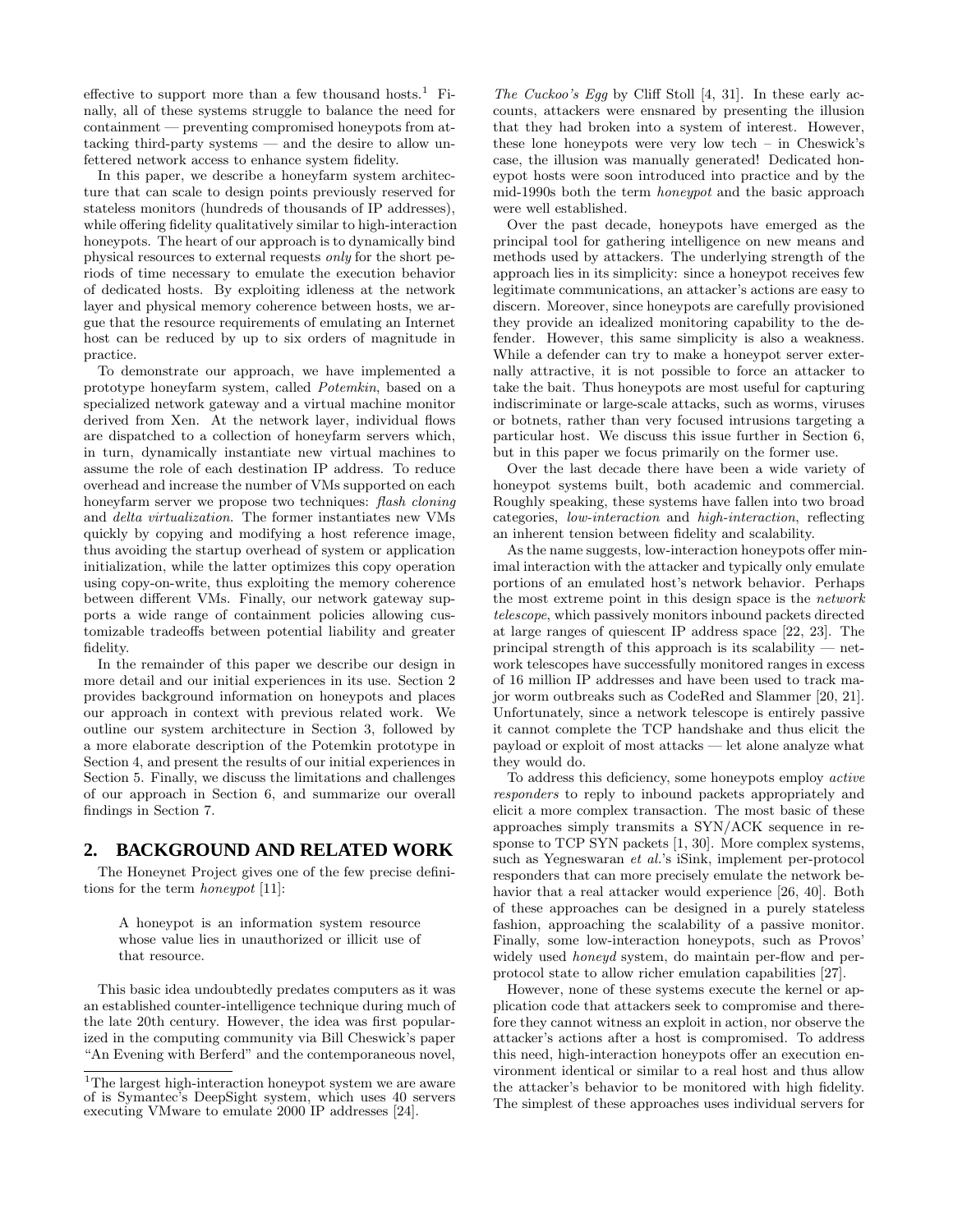effective to support more than a few thousand hosts.[1] Finally, all of these systems struggle to balance the need for containment — preventing compromised honeypots from attacking third-party systems — and the desire to allow unfettered network access to enhance system fidelity.

In this paper, we describe a honeyfarm system architecture that can scale to design points previously reserved for stateless monitors (hundreds of thousands of IP addresses), while offering fidelity qualitatively similar to high-interaction honeypots. The heart of our approach is to dynamically bind physical resources to external requests *only* for the short periods of time necessary to emulate the execution behavior of dedicated hosts. By exploiting idleness at the network layer and physical memory coherence between hosts, we argue that the resource requirements of emulating an Internet host can be reduced by up to six orders of magnitude in practice.

To demonstrate our approach, we have implemented a prototype honeyfarm system, called *Potemkin*, based on a specialized network gateway and a virtual machine monitor derived from Xen. At the network layer, individual flows are dispatched to a collection of honeyfarm servers which, in turn, dynamically instantiate new virtual machines to assume the role of each destination IP address. To reduce overhead and increase the number of VMs supported on each honeyfarm server we propose two techniques: *flash cloning* and *delta virtualization*. The former instantiates new VMs quickly by copying and modifying a host reference image, thus avoiding the startup overhead of system or application initialization, while the latter optimizes this copy operation using copy-on-write, thus exploiting the memory coherence between different VMs. Finally, our network gateway supports a wide range of containment policies allowing customizable tradeoffs between potential liability and greater fidelity.

In the remainder of this paper we describe our design in more detail and our initial experiences in its use. Section 2 provides background information on honeypots and places our approach in context with previous related work. We outline our system architecture in Section 3, followed by a more elaborate description of the Potemkin prototype in Section 4, and present the results of our initial experiences in Section 5. Finally, we discuss the limitations and challenges of our approach in Section 6, and summarize our overall findings in Section 7.

## 2. BACKGROUND AND RELATED WORK

The Honeynet Project gives one of the few precise definitions for the term *honeypot* [11]:

> A honeypot is an information system resource whose value lies in unauthorized or illicit use of that resource.

This basic idea undoubtedly predates computers as it was an established counter-intelligence technique during much of the late 20th century. However, the idea was first popularized in the computing community via Bill Cheswick's paper "An Evening with Berferd" and the contemporaneous novel, *The Cuckoo's Egg* by Cliff Stoll [4, 31]. In these early accounts, attackers were ensnared by presenting the illusion that they had broken into a system of interest. However, these lone honeypots were very low tech – in Cheswick's case, the illusion was manually generated! Dedicated honeypot hosts were soon introduced into practice and by the mid-1990s both the term *honeypot* and the basic approach were well established.

Over the past decade, honeypots have emerged as the principal tool for gathering intelligence on new means and methods used by attackers. The underlying strength of the approach lies in its simplicity: since a honeypot receives few legitimate communications, an attacker's actions are easy to discern. Moreover, since honeypots are carefully provisioned they provide an idealized monitoring capability to the defender. However, this same simplicity is also a weakness. While a defender can try to make a honeypot server externally attractive, it is not possible to force an attacker to take the bait. Thus honeypots are most useful for capturing indiscriminate or large-scale attacks, such as worms, viruses or botnets, rather than very focused intrusions targeting a particular host. We discuss this issue further in Section 6, but in this paper we focus primarily on the former use.

Over the last decade there have been a wide variety of honeypot systems built, both academic and commercial. Roughly speaking, these systems have fallen into two broad categories, *low-interaction* and *high-interaction*, reflecting an inherent tension between fidelity and scalability.

As the name suggests, low-interaction honeypots offer minimal interaction with the attacker and typically only emulate portions of an emulated host's network behavior. Perhaps the most extreme point in this design space is the *network telescope*, which passively monitors inbound packets directed at large ranges of quiescent IP address space [22, 23]. The principal strength of this approach is its scalability — network telescopes have successfully monitored ranges in excess of 16 million IP addresses and have been used to track major worm outbreaks such as CodeRed and Slammer [20, 21]. Unfortunately, since a network telescope is entirely passive it cannot complete the TCP handshake and thus elicit the payload or exploit of most attacks — let alone analyze what they would do.

To address this deficiency, some honeypots employ *active responders* to reply to inbound packets appropriately and elicit a more complex transaction. The most basic of these approaches simply transmits a SYN/ACK sequence in response to TCP SYN packets [1, 30]. More complex systems, such as Yegneswaran *et al.*'s iSink, implement per-protocol responders that can more precisely emulate the network behavior that a real attacker would experience [26, 40]. Both of these approaches can be designed in a purely stateless fashion, approaching the scalability of a passive monitor. Finally, some low-interaction honeypots, such as Provos' widely used *honeyd* system, do maintain per-flow and per-protocol state to allow richer emulation capabilities [27].

However, none of these systems execute the kernel or application code that attackers seek to compromise and therefore they cannot witness an exploit in action, nor observe the attacker's actions after a host is compromised. To address this need, high-interaction honeypots offer an execution environment identical or similar to a real host and thus allow the attacker's behavior to be monitored with high fidelity. The simplest of these approaches uses individual servers for

[1] The largest high-interaction honeypot system we are aware of is Symantec's DeepSight system, which uses 40 servers executing VMware to emulate 2000 IP addresses [24].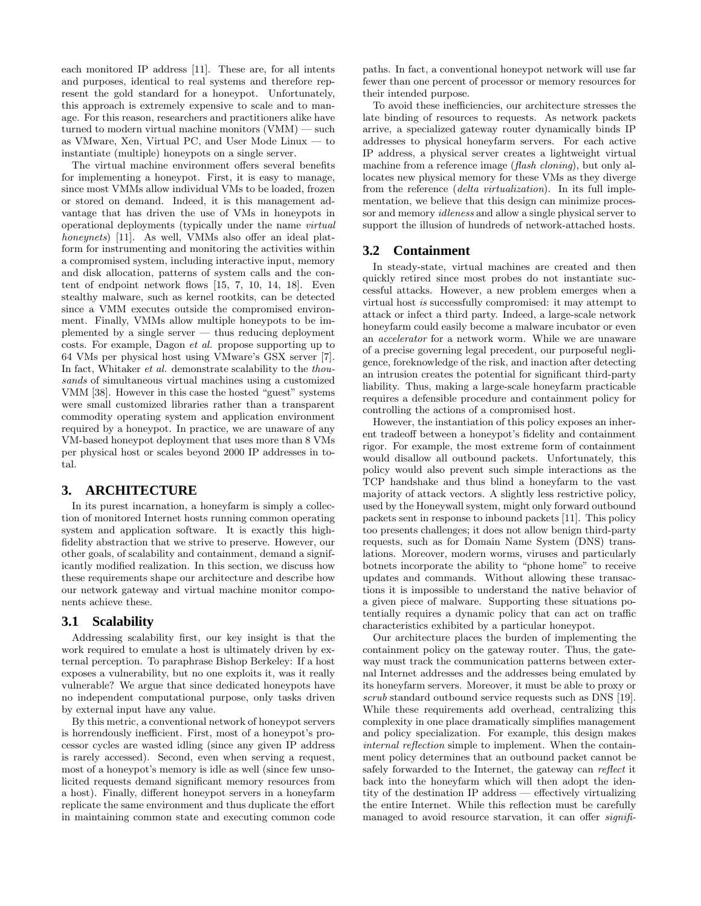each monitored IP address [11]. These are, for all intents and purposes, identical to real systems and therefore represent the gold standard for a honeypot. Unfortunately, this approach is extremely expensive to scale and to manage. For this reason, researchers and practitioners alike have turned to modern virtual machine monitors (VMM) — such as VMware, Xen, Virtual PC, and User Mode Linux — to instantiate (multiple) honeypots on a single server.

The virtual machine environment offers several benefits for implementing a honeypot. First, it is easy to manage, since most VMMs allow individual VMs to be loaded, frozen or stored on demand. Indeed, it is this management advantage that has driven the use of VMs in honeypots in operational deployments (typically under the name *virtual honeynets*) [11]. As well, VMMs also offer an ideal platform for instrumenting and monitoring the activities within a compromised system, including interactive input, memory and disk allocation, patterns of system calls and the content of endpoint network flows [15, 7, 10, 14, 18]. Even stealthy malware, such as kernel rootkits, can be detected since a VMM executes outside the compromised environment. Finally, VMMs allow multiple honeypots to be implemented by a single server — thus reducing deployment costs. For example, Dagon *et al.* propose supporting up to 64 VMs per physical host using VMware's GSX server [7]. In fact, Whitaker *et al.* demonstrate scalability to the *thousands* of simultaneous virtual machines using a customized VMM [38]. However in this case the hosted "guest" systems were small customized libraries rather than a transparent commodity operating system and application environment required by a honeypot. In practice, we are unaware of any VM-based honeypot deployment that uses more than 8 VMs per physical host or scales beyond 2000 IP addresses in total.

## 3. ARCHITECTURE

In its purest incarnation, a honeyfarm is simply a collection of monitored Internet hosts running common operating system and application software. It is exactly this high-fidelity abstraction that we strive to preserve. However, our other goals, of scalability and containment, demand a significantly modified realization. In this section, we discuss how these requirements shape our architecture and describe how our network gateway and virtual machine monitor components achieve these.

### 3.1 Scalability

Addressing scalability first, our key insight is that the work required to emulate a host is ultimately driven by external perception. To paraphrase Bishop Berkeley: If a host exposes a vulnerability, but no one exploits it, was it really vulnerable? We argue that since dedicated honeypots have no independent computational purpose, only tasks driven by external input have any value.

By this metric, a conventional network of honeypot servers is horrendously inefficient. First, most of a honeypot's processor cycles are wasted idling (since any given IP address is rarely accessed). Second, even when serving a request, most of a honeypot's memory is idle as well (since few unsolicited requests demand significant memory resources from a host). Finally, different honeypot servers in a honeyfarm replicate the same environment and thus duplicate the effort in maintaining common state and executing common code paths. In fact, a conventional honeypot network will use far fewer than one percent of processor or memory resources for their intended purpose.

To avoid these inefficiencies, our architecture stresses the late binding of resources to requests. As network packets arrive, a specialized gateway router dynamically binds IP addresses to physical honeyfarm servers. For each active IP address, a physical server creates a lightweight virtual machine from a reference image (*flash cloning*), but only allocates new physical memory for these VMs as they diverge from the reference (*delta virtualization*). In its full implementation, we believe that this design can minimize processor and memory *idleness* and allow a single physical server to support the illusion of hundreds of network-attached hosts.

### 3.2 Containment

In steady-state, virtual machines are created and then quickly retired since most probes do not instantiate successful attacks. However, a new problem emerges when a virtual host *is* successfully compromised: it may attempt to attack or infect a third party. Indeed, a large-scale network honeyfarm could easily become a malware incubator or even an *accelerator* for a network worm. While we are unaware of a precise governing legal precedent, our purposeful negligence, foreknowledge of the risk, and inaction after detecting an intrusion creates the potential for significant third-party liability. Thus, making a large-scale honeyfarm practicable requires a defensible procedure and containment policy for controlling the actions of a compromised host.

However, the instantiation of this policy exposes an inherent tradeoff between a honeypot's fidelity and containment rigor. For example, the most extreme form of containment would disallow all outbound packets. Unfortunately, this policy would also prevent such simple interactions as the TCP handshake and thus blind a honeyfarm to the vast majority of attack vectors. A slightly less restrictive policy, used by the Honeywall system, might only forward outbound packets sent in response to inbound packets [11]. This policy too presents challenges; it does not allow benign third-party requests, such as for Domain Name System (DNS) translations. Moreover, modern worms, viruses and particularly botnets incorporate the ability to "phone home" to receive updates and commands. Without allowing these transactions it is impossible to understand the native behavior of a given piece of malware. Supporting these situations potentially requires a dynamic policy that can act on traffic characteristics exhibited by a particular honeypot.

Our architecture places the burden of implementing the containment policy on the gateway router. Thus, the gateway must track the communication patterns between external Internet addresses and the addresses being emulated by its honeyfarm servers. Moreover, it must be able to proxy or *scrub* standard outbound service requests such as DNS [19]. While these requirements add overhead, centralizing this complexity in one place dramatically simplifies management and policy specialization. For example, this design makes *internal reflection* simple to implement. When the containment policy determines that an outbound packet cannot be safely forwarded to the Internet, the gateway can *reflect* it back into the honeyfarm which will then adopt the identity of the destination IP address — effectively virtualizing the entire Internet. While this reflection must be carefully managed to avoid resource starvation, it can offer *signifi-*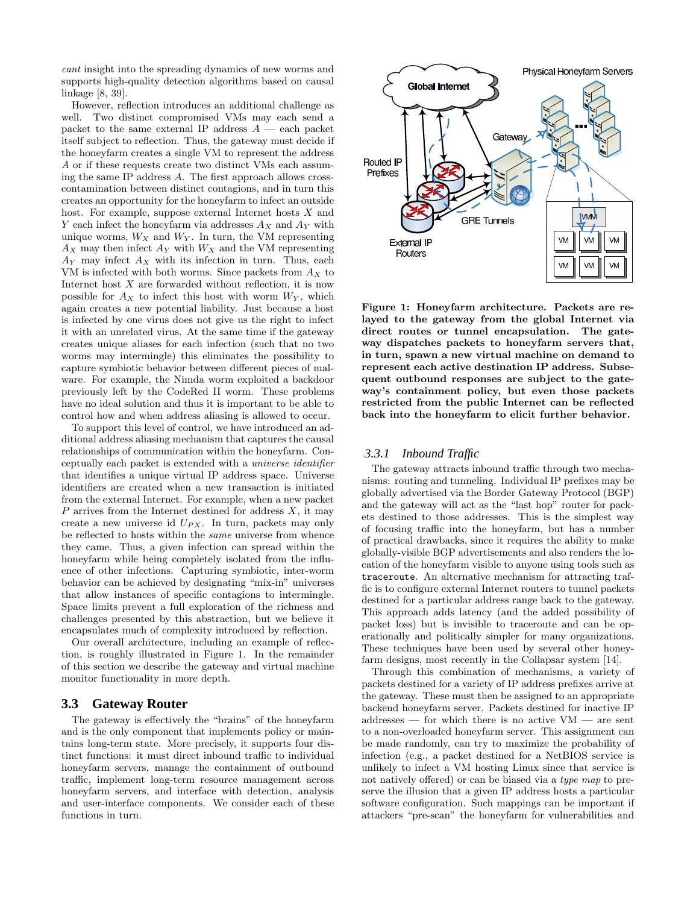*cant* insight into the spreading dynamics of new worms and supports high-quality detection algorithms based on causal linkage [8, 39].

However, reflection introduces an additional challenge as well. Two distinct compromised VMs may each send a packet to the same external IP address $A$ — each packet itself subject to reflection. Thus, the gateway must decide if the honeyfarm creates a single VM to represent the address $A$ or if these requests create two distinct VMs each assuming the same IP address $A$. The first approach allows cross-contamination between distinct contagions, and in turn this creates an opportunity for the honeyfarm to infect an outside host. For example, suppose external Internet hosts $X$ and $Y$ each infect the honeyfarm via addresses $A_X$ and $A_Y$ with unique worms, $W_X$ and $W_Y$. In turn, the VM representing $A_X$ may then infect $A_Y$ with $W_X$ and the VM representing $A_Y$ may infect $A_X$ with its infection in turn. Thus, each VM is infected with both worms. Since packets from $A_X$ to Internet host $X$ are forwarded without reflection, it is now possible for $A_X$ to infect this host with worm $W_Y$, which again creates a new potential liability. Just because a host is infected by one virus does not give us the right to infect it with an unrelated virus. At the same time if the gateway creates unique aliases for each infection (such that no two worms may intermingle) this eliminates the possibility to capture symbiotic behavior between different pieces of malware. For example, the Nimda worm exploited a backdoor previously left by the CodeRed II worm. These problems have no ideal solution and thus it is important to be able to control how and when address aliasing is allowed to occur.

To support this level of control, we have introduced an additional address aliasing mechanism that captures the causal relationships of communication within the honeyfarm. Conceptually each packet is extended with a *universe identifier* that identifies a unique virtual IP address space. Universe identifiers are created when a new transaction is initiated from the external Internet. For example, when a new packet $P$ arrives from the Internet destined for address $X$, it may create a new universe id $U_{PX}$. In turn, packets may only be reflected to hosts within the *same* universe from whence they came. Thus, a given infection can spread within the honeyfarm while being completely isolated from the influence of other infections. Capturing symbiotic, inter-worm behavior can be achieved by designating "mix-in" universes that allow instances of specific contagions to intermingle. Space limits prevent a full exploration of the richness and challenges presented by this abstraction, but we believe it encapsulates much of complexity introduced by reflection.

Our overall architecture, including an example of reflection, is roughly illustrated in Figure 1. In the remainder of this section we describe the gateway and virtual machine monitor functionality in more depth.

## 3.3 Gateway Router

The gateway is effectively the "brains" of the honeyfarm and is the only component that implements policy or maintains long-term state. More precisely, it supports four distinct functions: it must direct inbound traffic to individual honeyfarm servers, manage the containment of outbound traffic, implement long-term resource management across honeyfarm servers, and interface with detection, analysis and user-interface components. We consider each of these functions in turn.

Global Internet

Physical Honeyfarm Servers

Gateway

Routed IP Prefixes

GRE Tunnels

External IP Routers

VMM

VM VM VM

VM VM VM

**Figure 1: Honeyfarm architecture. Packets are relayed to the gateway from the global Internet via direct routes or tunnel encapsulation. The gateway dispatches packets to honeyfarm servers that, in turn, spawn a new virtual machine on demand to represent each active destination IP address. Subsequent outbound responses are subject to the gateway's containment policy, but even those packets restricted from the public Internet can be reflected back into the honeyfarm to elicit further behavior.**

### 3.3.1 Inbound Traffic

The gateway attracts inbound traffic through two mechanisms: routing and tunneling. Individual IP prefixes may be globally advertised via the Border Gateway Protocol (BGP) and the gateway will act as the "last hop" router for packets destined to those addresses. This is the simplest way of focusing traffic into the honeyfarm, but has a number of practical drawbacks, since it requires the ability to make globally-visible BGP advertisements and also renders the location of the honeyfarm visible to anyone using tools such as `traceroute`. An alternative mechanism for attracting traffic is to configure external Internet routers to tunnel packets destined for a particular address range back to the gateway. This approach adds latency (and the added possibility of packet loss) but is invisible to traceroute and can be operationally and politically simpler for many organizations. These techniques have been used by several other honeyfarm designs, most recently in the Collapsar system [14].

Through this combination of mechanisms, a variety of packets destined for a variety of IP address prefixes arrive at the gateway. These must then be assigned to an appropriate backend honeyfarm server. Packets destined for inactive IP addresses — for which there is no active VM — are sent to a non-overloaded honeyfarm server. This assignment can be made randomly, can try to maximize the probability of infection (e.g., a packet destined for a NetBIOS service is unlikely to infect a VM hosting Linux since that service is not natively offered) or can be biased via a *type map* to preserve the illusion that a given IP address hosts a particular software configuration. Such mappings can be important if attackers "pre-scan" the honeyfarm for vulnerabilities and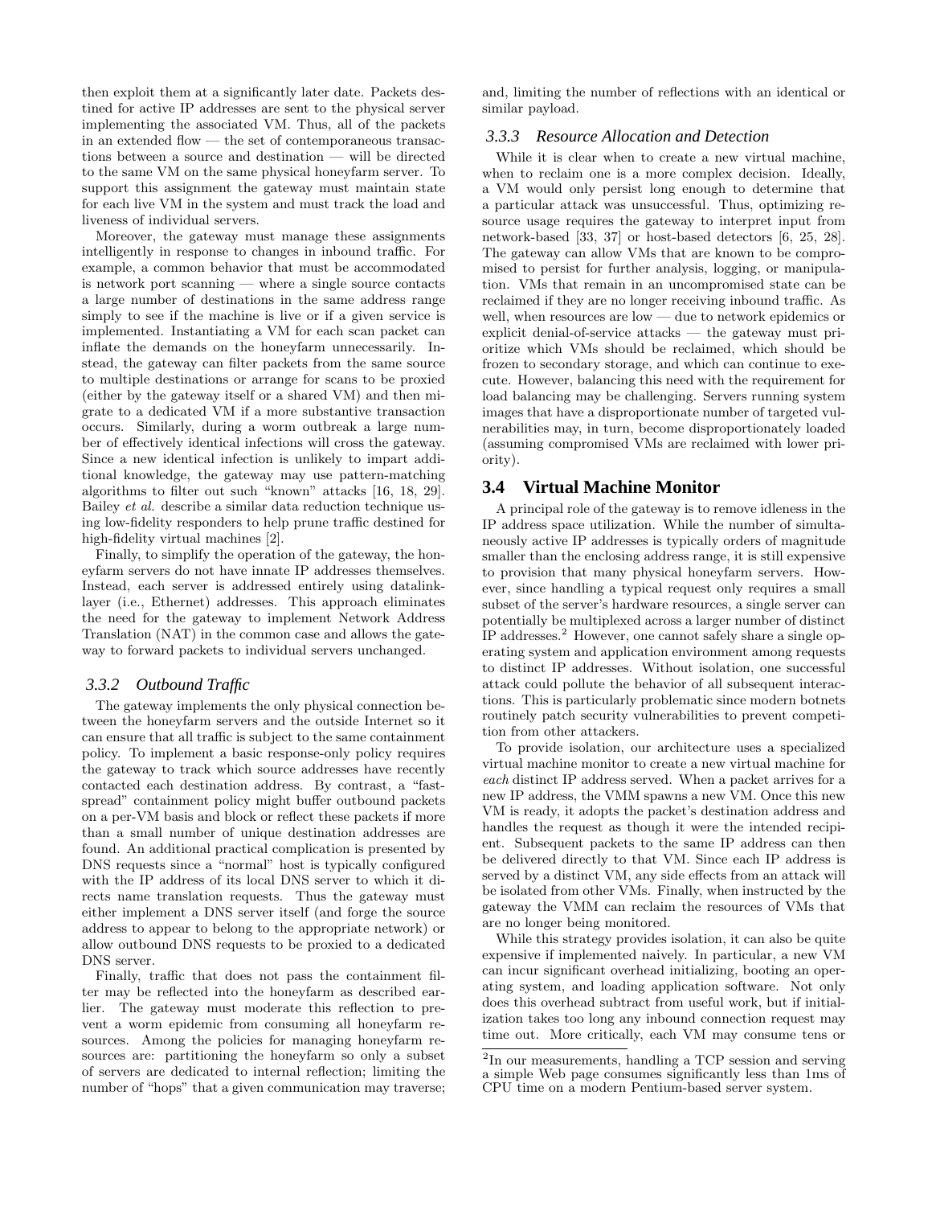then exploit them at a significantly later date. Packets destined for active IP addresses are sent to the physical server implementing the associated VM. Thus, all of the packets in an extended flow — the set of contemporaneous transactions between a source and destination — will be directed to the same VM on the same physical honeyfarm server. To support this assignment the gateway must maintain state for each live VM in the system and must track the load and liveness of individual servers.

Moreover, the gateway must manage these assignments intelligently in response to changes in inbound traffic. For example, a common behavior that must be accommodated is network port scanning — where a single source contacts a large number of destinations in the same address range simply to see if the machine is live or if a given service is implemented. Instantiating a VM for each scan packet can inflate the demands on the honeyfarm unnecessarily. Instead, the gateway can filter packets from the same source to multiple destinations or arrange for scans to be proxied (either by the gateway itself or a shared VM) and then migrate to a dedicated VM if a more substantive transaction occurs. Similarly, during a worm outbreak a large number of effectively identical infections will cross the gateway. Since a new identical infection is unlikely to impart additional knowledge, the gateway may use pattern-matching algorithms to filter out such "known" attacks [16, 18, 29]. Bailey *et al.* describe a similar data reduction technique using low-fidelity responders to help prune traffic destined for high-fidelity virtual machines [2].

Finally, to simplify the operation of the gateway, the honeyfarm servers do not have innate IP addresses themselves. Instead, each server is addressed entirely using datalink-layer (i.e., Ethernet) addresses. This approach eliminates the need for the gateway to implement Network Address Translation (NAT) in the common case and allows the gateway to forward packets to individual servers unchanged.

#### 3.3.2 Outbound Traffic

The gateway implements the only physical connection between the honeyfarm servers and the outside Internet so it can ensure that all traffic is subject to the same containment policy. To implement a basic response-only policy requires the gateway to track which source addresses have recently contacted each destination address. By contrast, a "fast-spread" containment policy might buffer outbound packets on a per-VM basis and block or reflect these packets if more than a small number of unique destination addresses are found. An additional practical complication is presented by DNS requests since a "normal" host is typically configured with the IP address of its local DNS server to which it directs name translation requests. Thus the gateway must either implement a DNS server itself (and forge the source address to appear to belong to the appropriate network) or allow outbound DNS requests to be proxied to a dedicated DNS server.

Finally, traffic that does not pass the containment filter may be reflected into the honeyfarm as described earlier. The gateway must moderate this reflection to prevent a worm epidemic from consuming all honeyfarm resources. Among the policies for managing honeyfarm resources are: partitioning the honeyfarm so only a subset of servers are dedicated to internal reflection; limiting the number of "hops" that a given communication may traverse; and, limiting the number of reflections with an identical or similar payload.

#### 3.3.3 Resource Allocation and Detection

While it is clear when to create a new virtual machine, when to reclaim one is a more complex decision. Ideally, a VM would only persist long enough to determine that a particular attack was unsuccessful. Thus, optimizing resource usage requires the gateway to interpret input from network-based [33, 37] or host-based detectors [6, 25, 28]. The gateway can allow VMs that are known to be compromised to persist for further analysis, logging, or manipulation. VMs that remain in an uncompromised state can be reclaimed if they are no longer receiving inbound traffic. As well, when resources are low — due to network epidemics or explicit denial-of-service attacks — the gateway must prioritize which VMs should be reclaimed, which should be frozen to secondary storage, and which can continue to execute. However, balancing this need with the requirement for load balancing may be challenging. Servers running system images that have a disproportionate number of targeted vulnerabilities may, in turn, become disproportionately loaded (assuming compromised VMs are reclaimed with lower priority).

### 3.4 Virtual Machine Monitor

A principal role of the gateway is to remove idleness in the IP address space utilization. While the number of simultaneously active IP addresses is typically orders of magnitude smaller than the enclosing address range, it is still expensive to provision that many physical honeyfarm servers. However, since handling a typical request only requires a small subset of the server's hardware resources, a single server can potentially be multiplexed across a larger number of distinct IP addresses.[2] However, one cannot safely share a single operating system and application environment among requests to distinct IP addresses. Without isolation, one successful attack could pollute the behavior of all subsequent interactions. This is particularly problematic since modern botnets routinely patch security vulnerabilities to prevent competition from other attackers.

To provide isolation, our architecture uses a specialized virtual machine monitor to create a new virtual machine for *each* distinct IP address served. When a packet arrives for a new IP address, the VMM spawns a new VM. Once this new VM is ready, it adopts the packet's destination address and handles the request as though it were the intended recipient. Subsequent packets to the same IP address can then be delivered directly to that VM. Since each IP address is served by a distinct VM, any side effects from an attack will be isolated from other VMs. Finally, when instructed by the gateway the VMM can reclaim the resources of VMs that are no longer being monitored.

While this strategy provides isolation, it can also be quite expensive if implemented naively. In particular, a new VM can incur significant overhead initializing, booting an operating system, and loading application software. Not only does this overhead subtract from useful work, but if initialization takes too long any inbound connection request may time out. More critically, each VM may consume tens or

[2] In our measurements, handling a TCP session and serving a simple Web page consumes significantly less than 1ms of CPU time on a modern Pentium-based server system.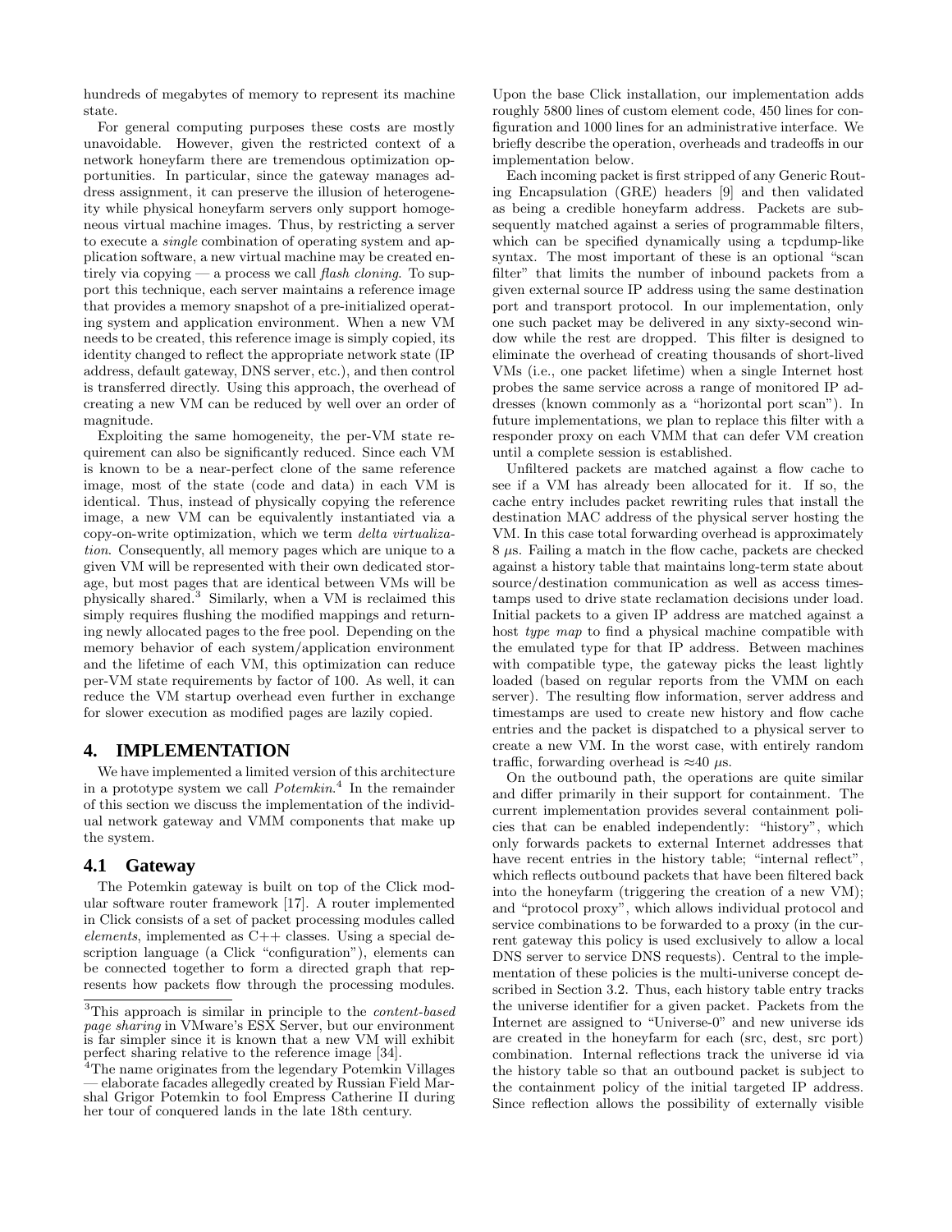hundreds of megabytes of memory to represent its machine state.

For general computing purposes these costs are mostly unavoidable. However, given the restricted context of a network honeyfarm there are tremendous optimization opportunities. In particular, since the gateway manages address assignment, it can preserve the illusion of heterogeneity while physical honeyfarm servers only support homogeneous virtual machine images. Thus, by restricting a server to execute a *single* combination of operating system and application software, a new virtual machine may be created entirely via copying — a process we call *flash cloning*. To support this technique, each server maintains a reference image that provides a memory snapshot of a pre-initialized operating system and application environment. When a new VM needs to be created, this reference image is simply copied, its identity changed to reflect the appropriate network state (IP address, default gateway, DNS server, etc.), and then control is transferred directly. Using this approach, the overhead of creating a new VM can be reduced by well over an order of magnitude.

Exploiting the same homogeneity, the per-VM state requirement can also be significantly reduced. Since each VM is known to be a near-perfect clone of the same reference image, most of the state (code and data) in each VM is identical. Thus, instead of physically copying the reference image, a new VM can be equivalently instantiated via a copy-on-write optimization, which we term *delta virtualization*. Consequently, all memory pages which are unique to a given VM will be represented with their own dedicated storage, but most pages that are identical between VMs will be physically shared.[3] Similarly, when a VM is reclaimed this simply requires flushing the modified mappings and returning newly allocated pages to the free pool. Depending on the memory behavior of each system/application environment and the lifetime of each VM, this optimization can reduce per-VM state requirements by factor of 100. As well, it can reduce the VM startup overhead even further in exchange for slower execution as modified pages are lazily copied.

## 4. IMPLEMENTATION

We have implemented a limited version of this architecture in a prototype system we call *Potemkin*.[4] In the remainder of this section we discuss the implementation of the individual network gateway and VMM components that make up the system.

### 4.1 Gateway

The Potemkin gateway is built on top of the Click modular software router framework [17]. A router implemented in Click consists of a set of packet processing modules called *elements*, implemented as C++ classes. Using a special description language (a Click "configuration"), elements can be connected together to form a directed graph that represents how packets flow through the processing modules. Upon the base Click installation, our implementation adds roughly 5800 lines of custom element code, 450 lines for configuration and 1000 lines for an administrative interface. We briefly describe the operation, overheads and tradeoffs in our implementation below.

Each incoming packet is first stripped of any Generic Routing Encapsulation (GRE) headers [9] and then validated as being a credible honeyfarm address. Packets are subsequently matched against a series of programmable filters, which can be specified dynamically using a tcpdump-like syntax. The most important of these is an optional "scan filter" that limits the number of inbound packets from a given external source IP address using the same destination port and transport protocol. In our implementation, only one such packet may be delivered in any sixty-second window while the rest are dropped. This filter is designed to eliminate the overhead of creating thousands of short-lived VMs (i.e., one packet lifetime) when a single Internet host probes the same service across a range of monitored IP addresses (known commonly as a "horizontal port scan"). In future implementations, we plan to replace this filter with a responder proxy on each VMM that can defer VM creation until a complete session is established.

Unfiltered packets are matched against a flow cache to see if a VM has already been allocated for it. If so, the cache entry includes packet rewriting rules that install the destination MAC address of the physical server hosting the VM. In this case total forwarding overhead is approximately 8 $\mu$s. Failing a match in the flow cache, packets are checked against a history table that maintains long-term state about source/destination communication as well as access timestamps used to drive state reclamation decisions under load. Initial packets to a given IP address are matched against a host *type map* to find a physical machine compatible with the emulated type for that IP address. Between machines with compatible type, the gateway picks the least lightly loaded (based on regular reports from the VMM on each server). The resulting flow information, server address and timestamps are used to create new history and flow cache entries and the packet is dispatched to a physical server to create a new VM. In the worst case, with entirely random traffic, forwarding overhead is $\approx$40 $\mu$s.

On the outbound path, the operations are quite similar and differ primarily in their support for containment. The current implementation provides several containment policies that can be enabled independently: "history", which only forwards packets to external Internet addresses that have recent entries in the history table; "internal reflect", which reflects outbound packets that have been filtered back into the honeyfarm (triggering the creation of a new VM); and "protocol proxy", which allows individual protocol and service combinations to be forwarded to a proxy (in the current gateway this policy is used exclusively to allow a local DNS server to service DNS requests). Central to the implementation of these policies is the multi-universe concept described in Section 3.2. Thus, each history table entry tracks the universe identifier for a given packet. Packets from the Internet are assigned to "Universe-0" and new universe ids are created in the honeyfarm for each (src, dest, src port) combination. Internal reflections track the universe id via the history table so that an outbound packet is subject to the containment policy of the initial targeted IP address. Since reflection allows the possibility of externally visible

[3] This approach is similar in principle to the *content-based page sharing* in VMware's ESX Server, but our environment is far simpler since it is known that a new VM will exhibit perfect sharing relative to the reference image [34].

[4] The name originates from the legendary Potemkin Villages — elaborate facades allegedly created by Russian Field Marshal Grigor Potemkin to fool Empress Catherine II during her tour of conquered lands in the late 18th century.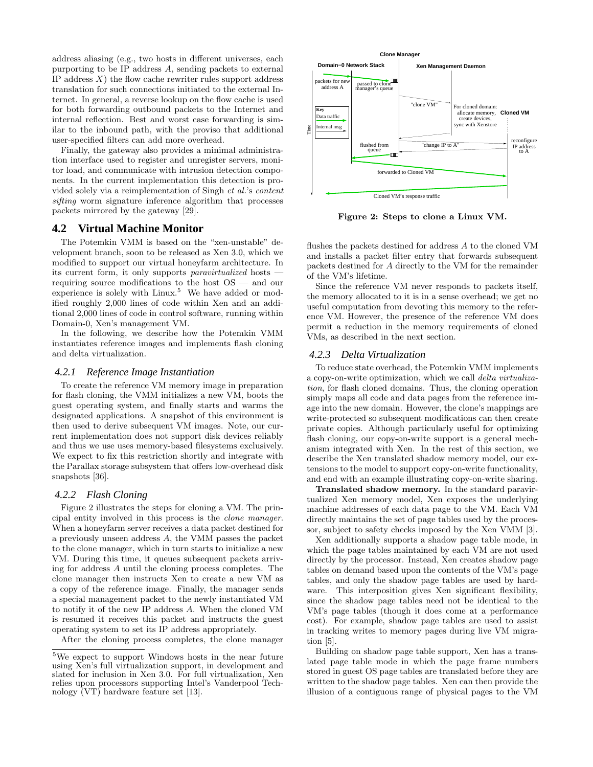address aliasing (e.g., two hosts in different universes, each purporting to be IP address $A$, sending packets to external IP address $X$) the flow cache rewriter rules support address translation for such connections initiated to the external Internet. In general, a reverse lookup on the flow cache is used for both forwarding outbound packets to the Internet and internal reflection. Best and worst case forwarding is similar to the inbound path, with the proviso that additional user-specified filters can add more overhead.

Finally, the gateway also provides a minimal administration interface used to register and unregister servers, monitor load, and communicate with intrusion detection components. In the current implementation this detection is provided solely via a reimplementation of Singh *et al.*'s *content sifting* worm signature inference algorithm that processes packets mirrored by the gateway [29].

## 4.2 Virtual Machine Monitor

The Potemkin VMM is based on the "xen-unstable" development branch, soon to be released as Xen 3.0, which we modified to support our virtual honeyfarm architecture. In its current form, it only supports *paravirtualized* hosts — requiring source modifications to the host OS — and our experience is solely with Linux.[5] We have added or modified roughly 2,000 lines of code within Xen and an additional 2,000 lines of code in control software, running within Domain-0, Xen's management VM.

In the following, we describe how the Potemkin VMM instantiates reference images and implements flash cloning and delta virtualization.

### 4.2.1 Reference Image Instantiation

To create the reference VM memory image in preparation for flash cloning, the VMM initializes a new VM, boots the guest operating system, and finally starts and warms the designated applications. A snapshot of this environment is then used to derive subsequent VM images. Note, our current implementation does not support disk devices reliably and thus we use uses memory-based filesystems exclusively. We expect to fix this restriction shortly and integrate with the Parallax storage subsystem that offers low-overhead disk snapshots [36].

### 4.2.2 Flash Cloning

Figure 2 illustrates the steps for cloning a VM. The principal entity involved in this process is the *clone manager*. When a honeyfarm server receives a data packet destined for a previously unseen address $A$, the VMM passes the packet to the clone manager, which in turn starts to initialize a new VM. During this time, it queues subsequent packets arriving for address $A$ until the cloning process completes. The clone manager then instructs Xen to create a new VM as a copy of the reference image. Finally, the manager sends a special management packet to the newly instantiated VM to notify it of the new IP address $A$. When the cloned VM is resumed it receives this packet and instructs the guest operating system to set its IP address appropriately.

After the cloning process completes, the clone manager

Clone Manager
Domain−0 Network Stack
Xen Management Daemon
packets for new address A
passed to clone manager's queue
"clone VM"
For cloned domain: allocate memory, create devices, sync with Xenstore
Cloned VM
Key
Data traffic
Internal msg
Time
flushed from queue
"change IP to A"
reconfigure IP address to A
forwarded to Cloned VM
Cloned VM's response traffic

**Figure 2: Steps to clone a Linux VM.**

flushes the packets destined for address $A$ to the cloned VM and installs a packet filter entry that forwards subsequent packets destined for $A$ directly to the VM for the remainder of the VM's lifetime.

Since the reference VM never responds to packets itself, the memory allocated to it is in a sense overhead; we get no useful computation from devoting this memory to the reference VM. However, the presence of the reference VM does permit a reduction in the memory requirements of cloned VMs, as described in the next section.

### 4.2.3 Delta Virtualization

To reduce state overhead, the Potemkin VMM implements a copy-on-write optimization, which we call *delta virtualization*, for flash cloned domains. Thus, the cloning operation simply maps all code and data pages from the reference image into the new domain. However, the clone's mappings are write-protected so subsequent modifications can then create private copies. Although particularly useful for optimizing flash cloning, our copy-on-write support is a general mechanism integrated with Xen. In the rest of this section, we describe the Xen translated shadow memory model, our extensions to the model to support copy-on-write functionality, and end with an example illustrating copy-on-write sharing.

**Translated shadow memory.** In the standard paravirtualized Xen memory model, Xen exposes the underlying machine addresses of each data page to the VM. Each VM directly maintains the set of page tables used by the processor, subject to safety checks imposed by the Xen VMM [3].

Xen additionally supports a shadow page table mode, in which the page tables maintained by each VM are not used directly by the processor. Instead, Xen creates shadow page tables on demand based upon the contents of the VM's page tables, and only the shadow page tables are used by hardware. This interposition gives Xen significant flexibility, since the shadow page tables need not be identical to the VM's page tables (though it does come at a performance cost). For example, shadow page tables are used to assist in tracking writes to memory pages during live VM migration [5].

Building on shadow page table support, Xen has a translated page table mode in which the page frame numbers stored in guest OS page tables are translated before they are written to the shadow page tables. Xen can then provide the illusion of a contiguous range of physical pages to the VM

[5] We expect to support Windows hosts in the near future using Xen's full virtualization support, in development and slated for inclusion in Xen 3.0. For full virtualization, Xen relies upon processors supporting Intel's Vanderpool Technology (VT) hardware feature set [13].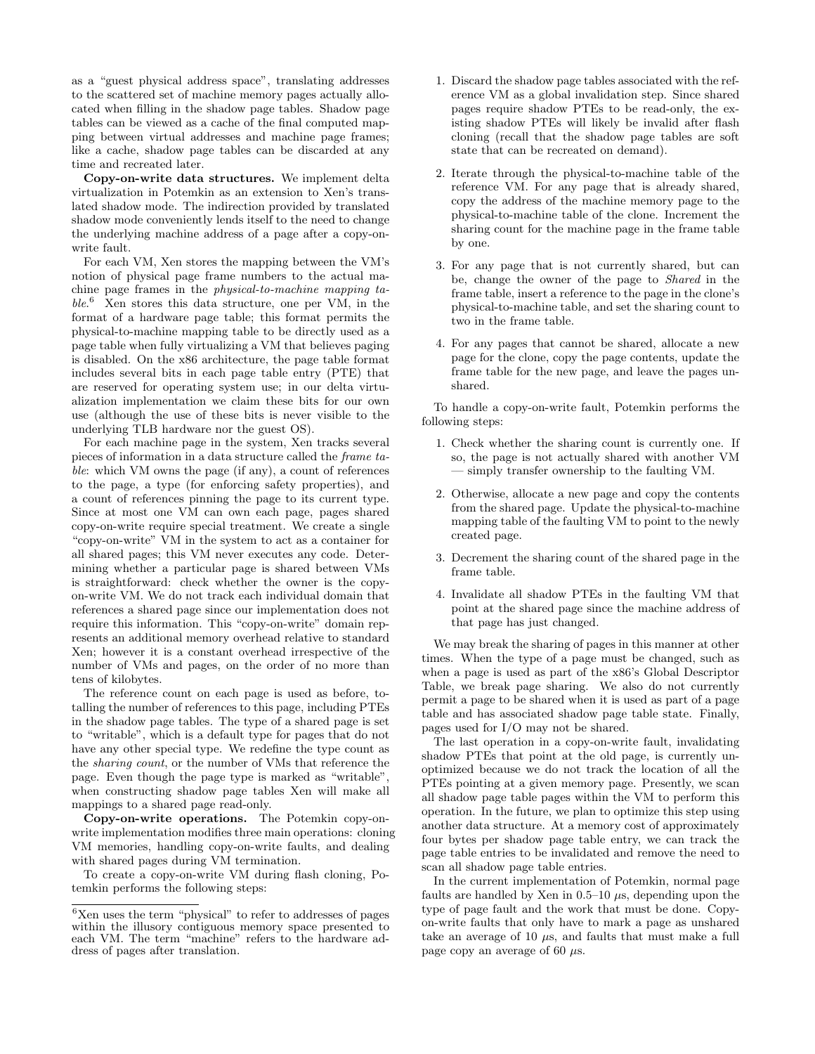as a "guest physical address space", translating addresses to the scattered set of machine memory pages actually allocated when filling in the shadow page tables. Shadow page tables can be viewed as a cache of the final computed mapping between virtual addresses and machine page frames; like a cache, shadow page tables can be discarded at any time and recreated later.

**Copy-on-write data structures.** We implement delta virtualization in Potemkin as an extension to Xen's translated shadow mode. The indirection provided by translated shadow mode conveniently lends itself to the need to change the underlying machine address of a page after a copy-on-write fault.

For each VM, Xen stores the mapping between the VM's notion of physical page frame numbers to the actual machine page frames in the *physical-to-machine mapping table*.[6] Xen stores this data structure, one per VM, in the format of a hardware page table; this format permits the physical-to-machine mapping table to be directly used as a page table when fully virtualizing a VM that believes paging is disabled. On the x86 architecture, the page table format includes several bits in each page table entry (PTE) that are reserved for operating system use; in our delta virtualization implementation we claim these bits for our own use (although the use of these bits is never visible to the underlying TLB hardware nor the guest OS).

For each machine page in the system, Xen tracks several pieces of information in a data structure called the *frame table*: which VM owns the page (if any), a count of references to the page, a type (for enforcing safety properties), and a count of references pinning the page to its current type. Since at most one VM can own each page, pages shared copy-on-write require special treatment. We create a single "copy-on-write" VM in the system to act as a container for all shared pages; this VM never executes any code. Determining whether a particular page is shared between VMs is straightforward: check whether the owner is the copy-on-write VM. We do not track each individual domain that references a shared page since our implementation does not require this information. This "copy-on-write" domain represents an additional memory overhead relative to standard Xen; however it is a constant overhead irrespective of the number of VMs and pages, on the order of no more than tens of kilobytes.

The reference count on each page is used as before, totalling the number of references to this page, including PTEs in the shadow page tables. The type of a shared page is set to "writable", which is a default type for pages that do not have any other special type. We redefine the type count as the *sharing count*, or the number of VMs that reference the page. Even though the page type is marked as "writable", when constructing shadow page tables Xen will make all mappings to a shared page read-only.

**Copy-on-write operations.** The Potemkin copy-on-write implementation modifies three main operations: cloning VM memories, handling copy-on-write faults, and dealing with shared pages during VM termination.

To create a copy-on-write VM during flash cloning, Potemkin performs the following steps:

1. Discard the shadow page tables associated with the reference VM as a global invalidation step. Since shared pages require shadow PTEs to be read-only, the existing shadow PTEs will likely be invalid after flash cloning (recall that the shadow page tables are soft state that can be recreated on demand).
2. Iterate through the physical-to-machine table of the reference VM. For any page that is already shared, copy the address of the machine memory page to the physical-to-machine table of the clone. Increment the sharing count for the machine page in the frame table by one.
3. For any page that is not currently shared, but can be, change the owner of the page to *Shared* in the frame table, insert a reference to the page in the clone's physical-to-machine table, and set the sharing count to two in the frame table.
4. For any pages that cannot be shared, allocate a new page for the clone, copy the page contents, update the frame table for the new page, and leave the pages unshared.

To handle a copy-on-write fault, Potemkin performs the following steps:

1. Check whether the sharing count is currently one. If so, the page is not actually shared with another VM — simply transfer ownership to the faulting VM.
2. Otherwise, allocate a new page and copy the contents from the shared page. Update the physical-to-machine mapping table of the faulting VM to point to the newly created page.
3. Decrement the sharing count of the shared page in the frame table.
4. Invalidate all shadow PTEs in the faulting VM that point at the shared page since the machine address of that page has just changed.

We may break the sharing of pages in this manner at other times. When the type of a page must be changed, such as when a page is used as part of the x86's Global Descriptor Table, we break page sharing. We also do not currently permit a page to be shared when it is used as part of a page table and has associated shadow page table state. Finally, pages used for I/O may not be shared.

The last operation in a copy-on-write fault, invalidating shadow PTEs that point at the old page, is currently unoptimized because we do not track the location of all the PTEs pointing at a given memory page. Presently, we scan all shadow page table pages within the VM to perform this operation. In the future, we plan to optimize this step using another data structure. At a memory cost of approximately four bytes per shadow page table entry, we can track the page table entries to be invalidated and remove the need to scan all shadow page table entries.

In the current implementation of Potemkin, normal page faults are handled by Xen in 0.5–10 $\mu$s, depending upon the type of page fault and the work that must be done. Copy-on-write faults that only have to mark a page as unshared take an average of 10 $\mu$s, and faults that must make a full page copy an average of 60 $\mu$s.

---

[6] Xen uses the term "physical" to refer to addresses of pages within the illusory contiguous memory space presented to each VM. The term "machine" refers to the hardware address of pages after translation.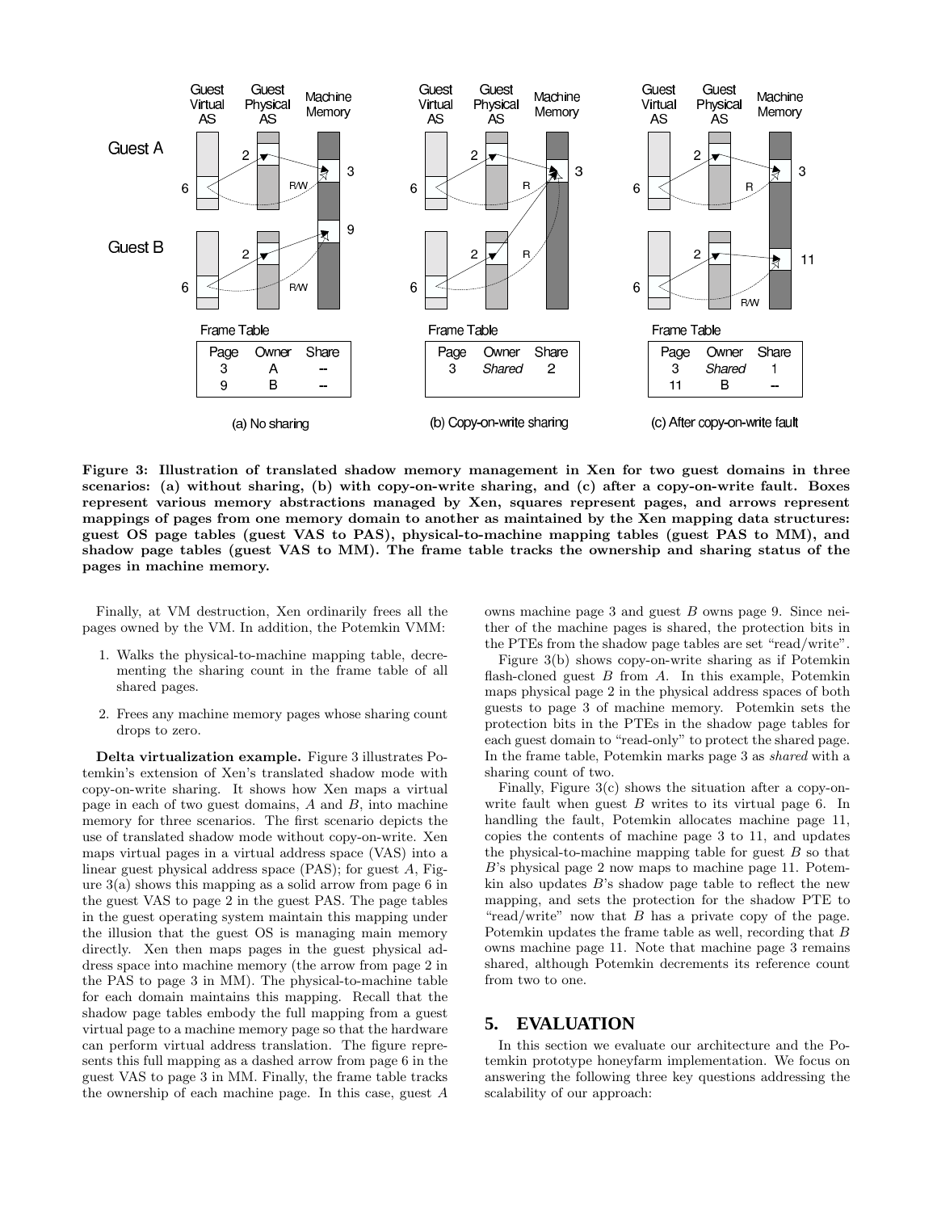Figure 3: Illustration of translated shadow memory management in Xen for two guest domains in three scenarios: (a) without sharing, (b) with copy-on-write sharing, and (c) after a copy-on-write fault. Boxes represent various memory abstractions managed by Xen, squares represent pages, and arrows represent mappings of pages from one memory domain to another as maintained by the Xen mapping data structures: guest OS page tables (guest VAS to PAS), physical-to-machine mapping tables (guest PAS to MM), and shadow page tables (guest VAS to MM). The frame table tracks the ownership and sharing status of the pages in machine memory.

Finally, at VM destruction, Xen ordinarily frees all the pages owned by the VM. In addition, the Potemkin VMM:

1. Walks the physical-to-machine mapping table, decrementing the sharing count in the frame table of all shared pages.
2. Frees any machine memory pages whose sharing count drops to zero.

**Delta virtualization example.** Figure 3 illustrates Potemkin's extension of Xen's translated shadow mode with copy-on-write sharing. It shows how Xen maps a virtual page in each of two guest domains, $A$ and $B$, into machine memory for three scenarios. The first scenario depicts the use of translated shadow mode without copy-on-write. Xen maps virtual pages in a virtual address space (VAS) into a linear guest physical address space (PAS); for guest $A$, Figure 3(a) shows this mapping as a solid arrow from page 6 in the guest VAS to page 2 in the guest PAS. The page tables in the guest operating system maintain this mapping under the illusion that the guest OS is managing main memory directly. Xen then maps pages in the guest physical address space into machine memory (the arrow from page 2 in the PAS to page 3 in MM). The physical-to-machine table for each domain maintains this mapping. Recall that the shadow page tables embody the full mapping from a guest virtual page to a machine memory page so that the hardware can perform virtual address translation. The figure represents this full mapping as a dashed arrow from page 6 in the guest VAS to page 3 in MM. Finally, the frame table tracks the ownership of each machine page. In this case, guest $A$ owns machine page 3 and guest $B$ owns page 9. Since neither of the machine pages is shared, the protection bits in the PTEs from the shadow page tables are set "read/write".

Figure 3(b) shows copy-on-write sharing as if Potemkin flash-cloned guest $B$ from $A$. In this example, Potemkin maps physical page 2 in the physical address spaces of both guests to page 3 of machine memory. Potemkin sets the protection bits in the PTEs in the shadow page tables for each guest domain to "read-only" to protect the shared page. In the frame table, Potemkin marks page 3 as *shared* with a sharing count of two.

Finally, Figure 3(c) shows the situation after a copy-on-write fault when guest $B$ writes to its virtual page 6. In handling the fault, Potemkin allocates machine page 11, copies the contents of machine page 3 to 11, and updates the physical-to-machine mapping table for guest $B$ so that $B$'s physical page 2 now maps to machine page 11. Potemkin also updates $B$'s shadow page table to reflect the new mapping, and sets the protection for the shadow PTE to "read/write" now that $B$ has a private copy of the page. Potemkin updates the frame table as well, recording that $B$ owns machine page 11. Note that machine page 3 remains shared, although Potemkin decrements its reference count from two to one.

## 5. EVALUATION

In this section we evaluate our architecture and the Potemkin prototype honeyfarm implementation. We focus on answering the following three key questions addressing the scalability of our approach: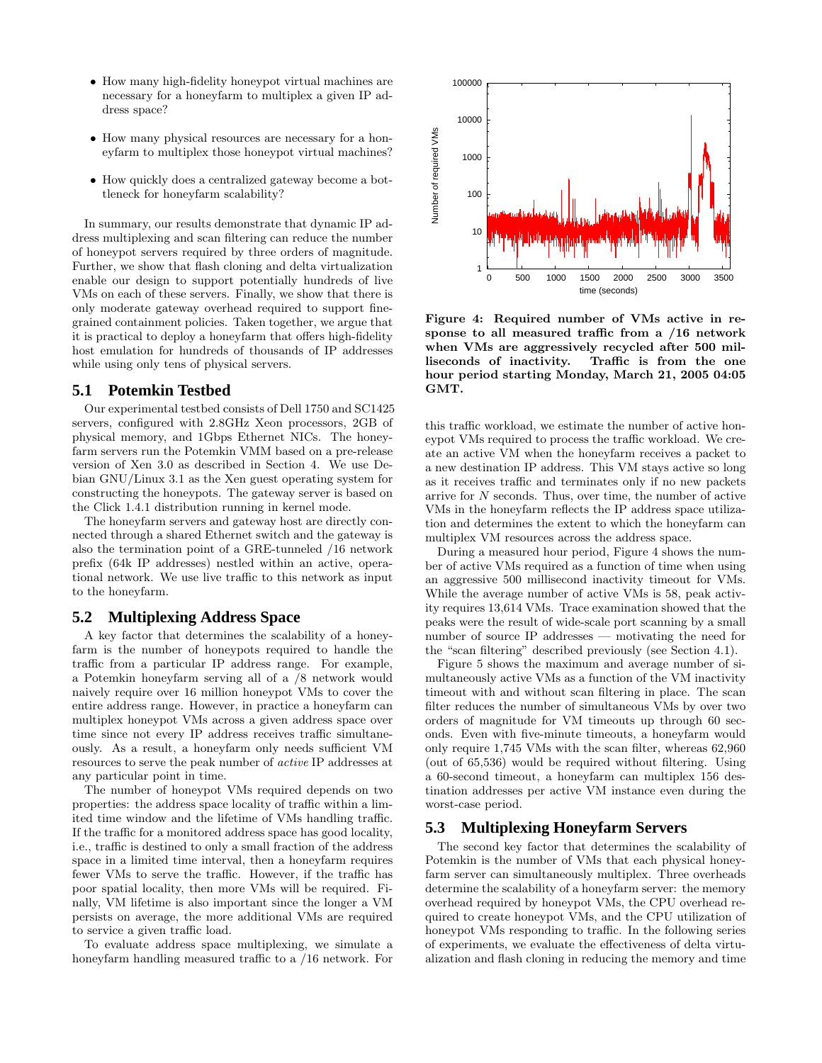- How many high-fidelity honeypot virtual machines are necessary for a honeyfarm to multiplex a given IP address space?
- How many physical resources are necessary for a honeyfarm to multiplex those honeypot virtual machines?
- How quickly does a centralized gateway become a bottleneck for honeyfarm scalability?

In summary, our results demonstrate that dynamic IP address multiplexing and scan filtering can reduce the number of honeypot servers required by three orders of magnitude. Further, we show that flash cloning and delta virtualization enable our design to support potentially hundreds of live VMs on each of these servers. Finally, we show that there is only moderate gateway overhead required to support fine-grained containment policies. Taken together, we argue that it is practical to deploy a honeyfarm that offers high-fidelity host emulation for hundreds of thousands of IP addresses while using only tens of physical servers.

## 5.1 Potemkin Testbed

Our experimental testbed consists of Dell 1750 and SC1425 servers, configured with 2.8GHz Xeon processors, 2GB of physical memory, and 1Gbps Ethernet NICs. The honeyfarm servers run the Potemkin VMM based on a pre-release version of Xen 3.0 as described in Section 4. We use Debian GNU/Linux 3.1 as the Xen guest operating system for constructing the honeypots. The gateway server is based on the Click 1.4.1 distribution running in kernel mode.

The honeyfarm servers and gateway host are directly connected through a shared Ethernet switch and the gateway is also the termination point of a GRE-tunneled /16 network prefix (64k IP addresses) nestled within an active, operational network. We use live traffic to this network as input to the honeyfarm.

## 5.2 Multiplexing Address Space

A key factor that determines the scalability of a honeyfarm is the number of honeypots required to handle the traffic from a particular IP address range. For example, a Potemkin honeyfarm serving all of a /8 network would naively require over 16 million honeypot VMs to cover the entire address range. However, in practice a honeyfarm can multiplex honeypot VMs across a given address space over time since not every IP address receives traffic simultaneously. As a result, a honeyfarm only needs sufficient VM resources to serve the peak number of *active* IP addresses at any particular point in time.

The number of honeypot VMs required depends on two properties: the address space locality of traffic within a limited time window and the lifetime of VMs handling traffic. If the traffic for a monitored address space has good locality, i.e., traffic is destined to only a small fraction of the address space in a limited time interval, then a honeyfarm requires fewer VMs to serve the traffic. However, if the traffic has poor spatial locality, then more VMs will be required. Finally, VM lifetime is also important since the longer a VM persists on average, the more additional VMs are required to service a given traffic load.

To evaluate address space multiplexing, we simulate a honeyfarm handling measured traffic to a /16 network. For this traffic workload, we estimate the number of active honeypot VMs required to process the traffic workload. We create an active VM when the honeyfarm receives a packet to a new destination IP address. This VM stays active so long as it receives traffic and terminates only if no new packets arrive for $N$ seconds. Thus, over time, the number of active VMs in the honeyfarm reflects the IP address space utilization and determines the extent to which the honeyfarm can multiplex VM resources across the address space.

Number of required VMs
100000
10000
1000
100
10
1
0 500 1000 1500 2000 2500 3000 3500
time (seconds)

**Figure 4: Required number of VMs active in response to all measured traffic from a /16 network when VMs are aggressively recycled after 500 milliseconds of inactivity. Traffic is from the one hour period starting Monday, March 21, 2005 04:05 GMT.**

During a measured hour period, Figure 4 shows the number of active VMs required as a function of time when using an aggressive 500 millisecond inactivity timeout for VMs. While the average number of active VMs is 58, peak activity requires 13,614 VMs. Trace examination showed that the peaks were the result of wide-scale port scanning by a small number of source IP addresses — motivating the need for the "scan filtering" described previously (see Section 4.1).

Figure 5 shows the maximum and average number of simultaneously active VMs as a function of the VM inactivity timeout with and without scan filtering in place. The scan filter reduces the number of simultaneous VMs by over two orders of magnitude for VM timeouts up through 60 seconds. Even with five-minute timeouts, a honeyfarm would only require 1,745 VMs with the scan filter, whereas 62,960 (out of 65,536) would be required without filtering. Using a 60-second timeout, a honeyfarm can multiplex 156 destination addresses per active VM instance even during the worst-case period.

## 5.3 Multiplexing Honeyfarm Servers

The second key factor that determines the scalability of Potemkin is the number of VMs that each physical honeyfarm server can simultaneously multiplex. Three overheads determine the scalability of a honeyfarm server: the memory overhead required by honeypot VMs, the CPU overhead required to create honeypot VMs, and the CPU utilization of honeypot VMs responding to traffic. In the following series of experiments, we evaluate the effectiveness of delta virtualization and flash cloning in reducing the memory and time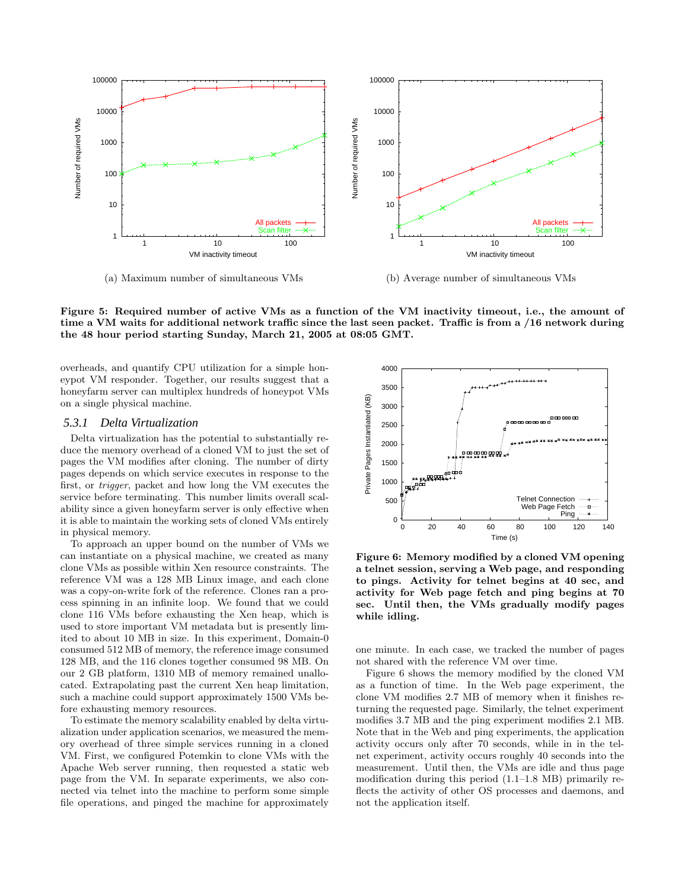(a) Maximum number of simultaneous VMs

(b) Average number of simultaneous VMs

**Figure 5: Required number of active VMs as a function of the VM inactivity timeout, i.e., the amount of time a VM waits for additional network traffic since the last seen packet. Traffic is from a /16 network during the 48 hour period starting Sunday, March 21, 2005 at 08:05 GMT.**

overheads, and quantify CPU utilization for a simple honeypot VM responder. Together, our results suggest that a honeyfarm server can multiplex hundreds of honeypot VMs on a single physical machine.

### 5.3.1 Delta Virtualization

Delta virtualization has the potential to substantially reduce the memory overhead of a cloned VM to just the set of pages the VM modifies after cloning. The number of dirty pages depends on which service executes in response to the first, or *trigger*, packet and how long the VM executes the service before terminating. This number limits overall scalability since a given honeyfarm server is only effective when it is able to maintain the working sets of cloned VMs entirely in physical memory.

To approach an upper bound on the number of VMs we can instantiate on a physical machine, we created as many clone VMs as possible within Xen resource constraints. The reference VM was a 128 MB Linux image, and each clone was a copy-on-write fork of the reference. Clones ran a process spinning in an infinite loop. We found that we could clone 116 VMs before exhausting the Xen heap, which is used to store important VM metadata but is presently limited to about 10 MB in size. In this experiment, Domain-0 consumed 512 MB of memory, the reference image consumed 128 MB, and the 116 clones together consumed 98 MB. On our 2 GB platform, 1310 MB of memory remained unallocated. Extrapolating past the current Xen heap limitation, such a machine could support approximately 1500 VMs before exhausting memory resources.

To estimate the memory scalability enabled by delta virtualization under application scenarios, we measured the memory overhead of three simple services running in a cloned VM. First, we configured Potemkin to clone VMs with the Apache Web server running, then requested a static web page from the VM. In separate experiments, we also connected via telnet into the machine to perform some simple file operations, and pinged the machine for approximately one minute. In each case, we tracked the number of pages not shared with the reference VM over time.

**Figure 6: Memory modified by a cloned VM opening a telnet session, serving a Web page, and responding to pings. Activity for telnet begins at 40 sec, and activity for Web page fetch and ping begins at 70 sec. Until then, the VMs gradually modify pages while idling.**

Figure 6 shows the memory modified by the cloned VM as a function of time. In the Web page experiment, the clone VM modifies 2.7 MB of memory when it finishes returning the requested page. Similarly, the telnet experiment modifies 3.7 MB and the ping experiment modifies 2.1 MB. Note that in the Web and ping experiments, the application activity occurs only after 70 seconds, while in in the telnet experiment, activity occurs roughly 40 seconds into the measurement. Until then, the VMs are idle and thus page modification during this period (1.1–1.8 MB) primarily reflects the activity of other OS processes and daemons, and not the application itself.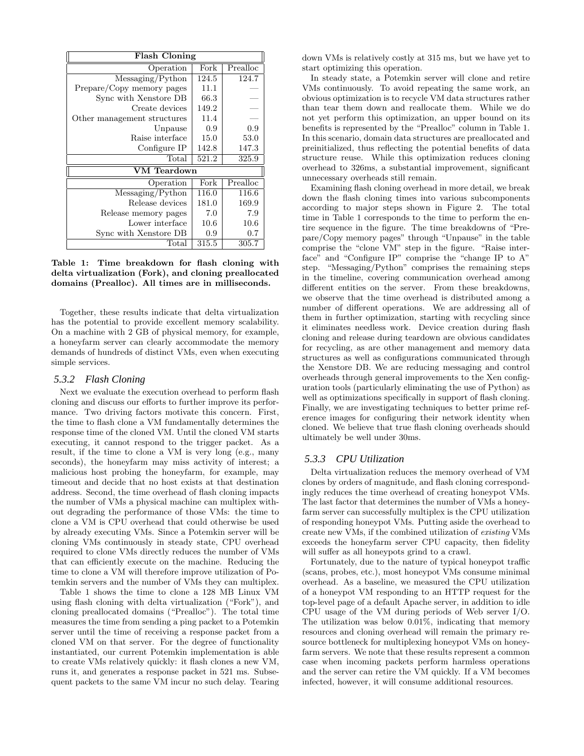| Flash Cloning | | |
|---|---|---|
| Operation | Fork | Prealloc |
| Messaging/Python | 124.5 | 124.7 |
| Prepare/Copy memory pages | 11.1 | — |
| Sync with Xenstore DB | 66.3 | — |
| Create devices | 149.2 | — |
| Other management structures | 11.4 | — |
| Unpause | 0.9 | 0.9 |
| Raise interface | 15.0 | 53.0 |
| Configure IP | 142.8 | 147.3 |
| Total | 521.2 | 325.9 |
| **VM Teardown** | | |
| Operation | Fork | Prealloc |
| Messaging/Python | 116.0 | 116.6 |
| Release devices | 181.0 | 169.9 |
| Release memory pages | 7.0 | 7.9 |
| Lower interface | 10.6 | 10.6 |
| Sync with Xenstore DB | 0.9 | 0.7 |
| Total | 315.5 | 305.7 |

**Table 1: Time breakdown for flash cloning with delta virtualization (Fork), and cloning preallocated domains (Prealloc). All times are in milliseconds.**

Together, these results indicate that delta virtualization has the potential to provide excellent memory scalability. On a machine with 2 GB of physical memory, for example, a honeyfarm server can clearly accommodate the memory demands of hundreds of distinct VMs, even when executing simple services.

### 5.3.2 Flash Cloning

Next we evaluate the execution overhead to perform flash cloning and discuss our efforts to further improve its performance. Two driving factors motivate this concern. First, the time to flash clone a VM fundamentally determines the response time of the cloned VM. Until the cloned VM starts executing, it cannot respond to the trigger packet. As a result, if the time to clone a VM is very long (e.g., many seconds), the honeyfarm may miss activity of interest; a malicious host probing the honeyfarm, for example, may timeout and decide that no host exists at that destination address. Second, the time overhead of flash cloning impacts the number of VMs a physical machine can multiplex without degrading the performance of those VMs: the time to clone a VM is CPU overhead that could otherwise be used by already executing VMs. Since a Potemkin server will be cloning VMs continuously in steady state, CPU overhead required to clone VMs directly reduces the number of VMs that can efficiently execute on the machine. Reducing the time to clone a VM will therefore improve utilization of Potemkin servers and the number of VMs they can multiplex.

Table 1 shows the time to clone a 128 MB Linux VM using flash cloning with delta virtualization ("Fork"), and cloning preallocated domains ("Prealloc"). The total time measures the time from sending a ping packet to a Potemkin server until the time of receiving a response packet from a cloned VM on that server. For the degree of functionality instantiated, our current Potemkin implementation is able to create VMs relatively quickly: it flash clones a new VM, runs it, and generates a response packet in 521 ms. Subsequent packets to the same VM incur no such delay. Tearing down VMs is relatively costly at 315 ms, but we have yet to start optimizing this operation.

In steady state, a Potemkin server will clone and retire VMs continuously. To avoid repeating the same work, an obvious optimization is to recycle VM data structures rather than tear them down and reallocate them. While we do not yet perform this optimization, an upper bound on its benefits is represented by the "Prealloc" column in Table 1. In this scenario, domain data structures are preallocated and preinitialized, thus reflecting the potential benefits of data structure reuse. While this optimization reduces cloning overhead to 326ms, a substantial improvement, significant unnecessary overheads still remain.

Examining flash cloning overhead in more detail, we break down the flash cloning times into various subcomponents according to major steps shown in Figure 2. The total time in Table 1 corresponds to the time to perform the entire sequence in the figure. The time breakdowns of "Prepare/Copy memory pages" through "Unpause" in the table comprise the "clone VM" step in the figure. "Raise interface" and "Configure IP" comprise the "change IP to A" step. "Messaging/Python" comprises the remaining steps in the timeline, covering communication overhead among different entities on the server. From these breakdowns, we observe that the time overhead is distributed among a number of different operations. We are addressing all of them in further optimization, starting with recycling since it eliminates needless work. Device creation during flash cloning and release during teardown are obvious candidates for recycling, as are other management and memory data structures as well as configurations communicated through the Xenstore DB. We are reducing messaging and control overheads through general improvements to the Xen configuration tools (particularly eliminating the use of Python) as well as optimizations specifically in support of flash cloning. Finally, we are investigating techniques to better prime reference images for configuring their network identity when cloned. We believe that true flash cloning overheads should ultimately be well under 30ms.

### 5.3.3 CPU Utilization

Delta virtualization reduces the memory overhead of VM clones by orders of magnitude, and flash cloning correspondingly reduces the time overhead of creating honeypot VMs. The last factor that determines the number of VMs a honeyfarm server can successfully multiplex is the CPU utilization of responding honeypot VMs. Putting aside the overhead to create new VMs, if the combined utilization of *existing* VMs exceeds the honeyfarm server CPU capacity, then fidelity will suffer as all honeypots grind to a crawl.

Fortunately, due to the nature of typical honeypot traffic (scans, probes, etc.), most honeypot VMs consume minimal overhead. As a baseline, we measured the CPU utilization of a honeypot VM responding to an HTTP request for the top-level page of a default Apache server, in addition to idle CPU usage of the VM during periods of Web server I/O. The utilization was below 0.01%, indicating that memory resources and cloning overhead will remain the primary resource bottleneck for multiplexing honeypot VMs on honeyfarm servers. We note that these results represent a common case when incoming packets perform harmless operations and the server can retire the VM quickly. If a VM becomes infected, however, it will consume additional resources.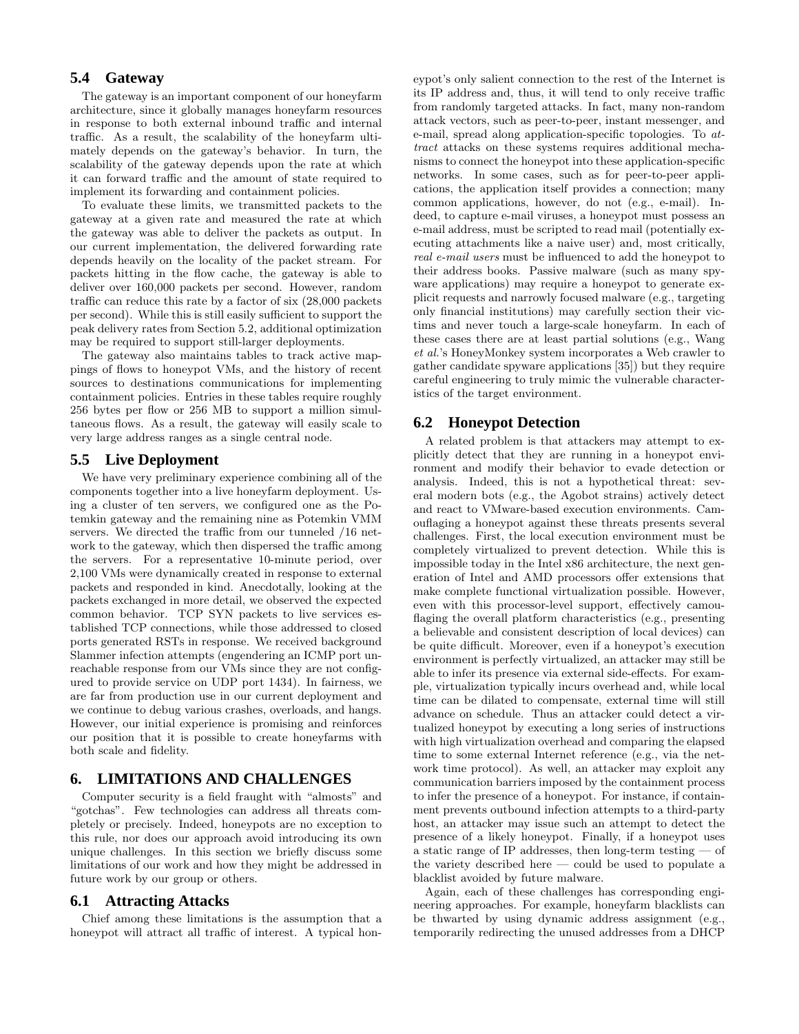### 5.4 Gateway

The gateway is an important component of our honeyfarm architecture, since it globally manages honeyfarm resources in response to both external inbound traffic and internal traffic. As a result, the scalability of the honeyfarm ultimately depends on the gateway's behavior. In turn, the scalability of the gateway depends upon the rate at which it can forward traffic and the amount of state required to implement its forwarding and containment policies.

To evaluate these limits, we transmitted packets to the gateway at a given rate and measured the rate at which the gateway was able to deliver the packets as output. In our current implementation, the delivered forwarding rate depends heavily on the locality of the packet stream. For packets hitting in the flow cache, the gateway is able to deliver over 160,000 packets per second. However, random traffic can reduce this rate by a factor of six (28,000 packets per second). While this is still easily sufficient to support the peak delivery rates from Section 5.2, additional optimization may be required to support still-larger deployments.

The gateway also maintains tables to track active mappings of flows to honeypot VMs, and the history of recent sources to destinations communications for implementing containment policies. Entries in these tables require roughly 256 bytes per flow or 256 MB to support a million simultaneous flows. As a result, the gateway will easily scale to very large address ranges as a single central node.

### 5.5 Live Deployment

We have very preliminary experience combining all of the components together into a live honeyfarm deployment. Using a cluster of ten servers, we configured one as the Potemkin gateway and the remaining nine as Potemkin VMM servers. We directed the traffic from our tunneled /16 network to the gateway, which then dispersed the traffic among the servers. For a representative 10-minute period, over 2,100 VMs were dynamically created in response to external packets and responded in kind. Anecdotally, looking at the packets exchanged in more detail, we observed the expected common behavior. TCP SYN packets to live services established TCP connections, while those addressed to closed ports generated RSTs in response. We received background Slammer infection attempts (engendering an ICMP port unreachable response from our VMs since they are not configured to provide service on UDP port 1434). In fairness, we are far from production use in our current deployment and we continue to debug various crashes, overloads, and hangs. However, our initial experience is promising and reinforces our position that it is possible to create honeyfarms with both scale and fidelity.

## 6. LIMITATIONS AND CHALLENGES

Computer security is a field fraught with "almosts" and "gotchas". Few technologies can address all threats completely or precisely. Indeed, honeypots are no exception to this rule, nor does our approach avoid introducing its own unique challenges. In this section we briefly discuss some limitations of our work and how they might be addressed in future work by our group or others.

### 6.1 Attracting Attacks

Chief among these limitations is the assumption that a honeypot will attract all traffic of interest. A typical honeypot's only salient connection to the rest of the Internet is its IP address and, thus, it will tend to only receive traffic from randomly targeted attacks. In fact, many non-random attack vectors, such as peer-to-peer, instant messenger, and e-mail, spread along application-specific topologies. To *attract* attacks on these systems requires additional mechanisms to connect the honeypot into these application-specific networks. In some cases, such as for peer-to-peer applications, the application itself provides a connection; many common applications, however, do not (e.g., e-mail). Indeed, to capture e-mail viruses, a honeypot must possess an e-mail address, must be scripted to read mail (potentially executing attachments like a naive user) and, most critically, *real e-mail users* must be influenced to add the honeypot to their address books. Passive malware (such as many spyware applications) may require a honeypot to generate explicit requests and narrowly focused malware (e.g., targeting only financial institutions) may carefully section their victims and never touch a large-scale honeyfarm. In each of these cases there are at least partial solutions (e.g., Wang *et al.*'s HoneyMonkey system incorporates a Web crawler to gather candidate spyware applications [35]) but they require careful engineering to truly mimic the vulnerable characteristics of the target environment.

### 6.2 Honeypot Detection

A related problem is that attackers may attempt to explicitly detect that they are running in a honeypot environment and modify their behavior to evade detection or analysis. Indeed, this is not a hypothetical threat: several modern bots (e.g., the Agobot strains) actively detect and react to VMware-based execution environments. Camouflaging a honeypot against these threats presents several challenges. First, the local execution environment must be completely virtualized to prevent detection. While this is impossible today in the Intel x86 architecture, the next generation of Intel and AMD processors offer extensions that make complete functional virtualization possible. However, even with this processor-level support, effectively camouflaging the overall platform characteristics (e.g., presenting a believable and consistent description of local devices) can be quite difficult. Moreover, even if a honeypot's execution environment is perfectly virtualized, an attacker may still be able to infer its presence via external side-effects. For example, virtualization typically incurs overhead and, while local time can be dilated to compensate, external time will still advance on schedule. Thus an attacker could detect a virtualized honeypot by executing a long series of instructions with high virtualization overhead and comparing the elapsed time to some external Internet reference (e.g., via the network time protocol). As well, an attacker may exploit any communication barriers imposed by the containment process to infer the presence of a honeypot. For instance, if containment prevents outbound infection attempts to a third-party host, an attacker may issue such an attempt to detect the presence of a likely honeypot. Finally, if a honeypot uses a static range of IP addresses, then long-term testing — of the variety described here — could be used to populate a blacklist avoided by future malware.

Again, each of these challenges has corresponding engineering approaches. For example, honeyfarm blacklists can be thwarted by using dynamic address assignment (e.g., temporarily redirecting the unused addresses from a DHCP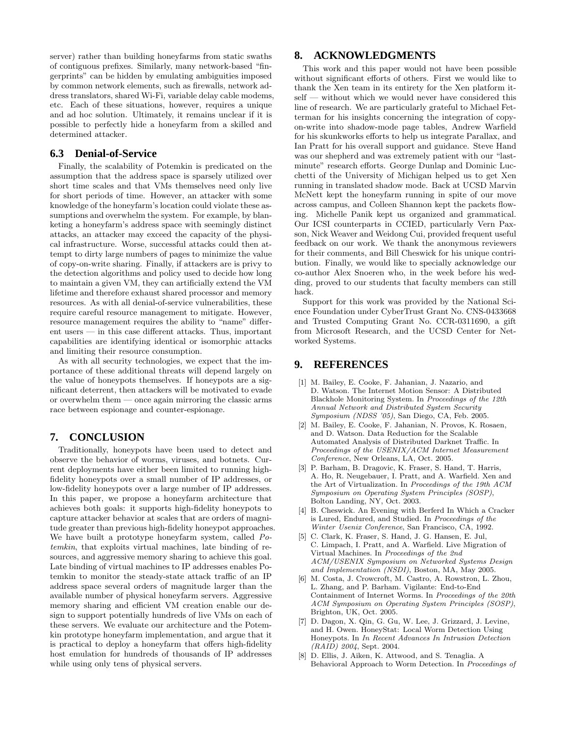server) rather than building honeyfarms from static swaths of contiguous prefixes. Similarly, many network-based "fingerprints" can be hidden by emulating ambiguities imposed by common network elements, such as firewalls, network address translators, shared Wi-Fi, variable delay cable modems, etc. Each of these situations, however, requires a unique and ad hoc solution. Ultimately, it remains unclear if it is possible to perfectly hide a honeyfarm from a skilled and determined attacker.

### 6.3 Denial-of-Service

Finally, the scalability of Potemkin is predicated on the assumption that the address space is sparsely utilized over short time scales and that VMs themselves need only live for short periods of time. However, an attacker with some knowledge of the honeyfarm's location could violate these assumptions and overwhelm the system. For example, by blanketing a honeyfarm's address space with seemingly distinct attacks, an attacker may exceed the capacity of the physical infrastructure. Worse, successful attacks could then attempt to dirty large numbers of pages to minimize the value of copy-on-write sharing. Finally, if attackers are is privy to the detection algorithms and policy used to decide how long to maintain a given VM, they can artificially extend the VM lifetime and therefore exhaust shared processor and memory resources. As with all denial-of-service vulnerabilities, these require careful resource management to mitigate. However, resource management requires the ability to "name" different users — in this case different attacks. Thus, important capabilities are identifying identical or isomorphic attacks and limiting their resource consumption.

As with all security technologies, we expect that the importance of these additional threats will depend largely on the value of honeypots themselves. If honeypots are a significant deterrent, then attackers will be motivated to evade or overwhelm them — once again mirroring the classic arms race between espionage and counter-espionage.

## 7. CONCLUSION

Traditionally, honeypots have been used to detect and observe the behavior of worms, viruses, and botnets. Current deployments have either been limited to running high-fidelity honeypots over a small number of IP addresses, or low-fidelity honeypots over a large number of IP addresses. In this paper, we propose a honeyfarm architecture that achieves both goals: it supports high-fidelity honeypots to capture attacker behavior at scales that are orders of magnitude greater than previous high-fidelity honeypot approaches. We have built a prototype honeyfarm system, called *Potemkin*, that exploits virtual machines, late binding of resources, and aggressive memory sharing to achieve this goal. Late binding of virtual machines to IP addresses enables Potemkin to monitor the steady-state attack traffic of an IP address space several orders of magnitude larger than the available number of physical honeyfarm servers. Aggressive memory sharing and efficient VM creation enable our design to support potentially hundreds of live VMs on each of these servers. We evaluate our architecture and the Potemkin prototype honeyfarm implementation, and argue that it is practical to deploy a honeyfarm that offers high-fidelity host emulation for hundreds of thousands of IP addresses while using only tens of physical servers.

## 8. ACKNOWLEDGMENTS

This work and this paper would not have been possible without significant efforts of others. First we would like to thank the Xen team in its entirety for the Xen platform itself — without which we would never have considered this line of research. We are particularly grateful to Michael Fetterman for his insights concerning the integration of copy-on-write into shadow-mode page tables, Andrew Warfield for his skunkworks efforts to help us integrate Parallax, and Ian Pratt for his overall support and guidance. Steve Hand was our shepherd and was extremely patient with our "last-minute" research efforts. George Dunlap and Dominic Lucchetti of the University of Michigan helped us to get Xen running in translated shadow mode. Back at UCSD Marvin McNett kept the honeyfarm running in spite of our move across campus, and Colleen Shannon kept the packets flowing. Michelle Panik kept us organized and grammatical. Our ICSI counterparts in CCIED, particularly Vern Paxson, Nick Weaver and Weidong Cui, provided frequent useful feedback on our work. We thank the anonymous reviewers for their comments, and Bill Cheswick for his unique contribution. Finally, we would like to specially acknowledge our co-author Alex Snoeren who, in the week before his wedding, proved to our students that faculty members can still hack.

Support for this work was provided by the National Science Foundation under CyberTrust Grant No. CNS-0433668 and Trusted Computing Grant No. CCR-0311690, a gift from Microsoft Research, and the UCSD Center for Networked Systems.

## 9. REFERENCES

[1] M. Bailey, E. Cooke, F. Jahanian, J. Nazario, and D. Watson. The Internet Motion Sensor: A Distributed Blackhole Monitoring System. In *Proceedings of the 12th Annual Network and Distributed System Security Symposium (NDSS '05)*, San Diego, CA, Feb. 2005.

[2] M. Bailey, E. Cooke, F. Jahanian, N. Provos, K. Rosaen, and D. Watson. Data Reduction for the Scalable Automated Analysis of Distributed Darknet Traffic. In *Proceedings of the USENIX/ACM Internet Measurement Conference*, New Orleans, LA, Oct. 2005.

[3] P. Barham, B. Dragovic, K. Fraser, S. Hand, T. Harris, A. Ho, R. Neugebauer, I. Pratt, and A. Warfield. Xen and the Art of Virtualization. In *Proceedings of the 19th ACM Symposium on Operating System Principles (SOSP)*, Bolton Landing, NY, Oct. 2003.

[4] B. Cheswick. An Evening with Berferd In Which a Cracker is Lured, Endured, and Studied. In *Proceedings of the Winter Usenix Conference*, San Francisco, CA, 1992.

[5] C. Clark, K. Fraser, S. Hand, J. G. Hansen, E. Jul, C. Limpach, I. Pratt, and A. Warfield. Live Migration of Virtual Machines. In *Proceedings of the 2nd ACM/USENIX Symposium on Networked Systems Design and Implementation (NSDI)*, Boston, MA, May 2005.

[6] M. Costa, J. Crowcroft, M. Castro, A. Rowstron, L. Zhou, L. Zhang, and P. Barham. Vigilante: End-to-End Containment of Internet Worms. In *Proceedings of the 20th ACM Symposium on Operating System Principles (SOSP)*, Brighton, UK, Oct. 2005.

[7] D. Dagon, X. Qin, G. Gu, W. Lee, J. Grizzard, J. Levine, and H. Owen. HoneyStat: Local Worm Detection Using Honeypots. In *In Recent Advances In Intrusion Detection (RAID) 2004*, Sept. 2004.

[8] D. Ellis, J. Aiken, K. Attwood, and S. Tenaglia. A Behavioral Approach to Worm Detection. In *Proceedings of*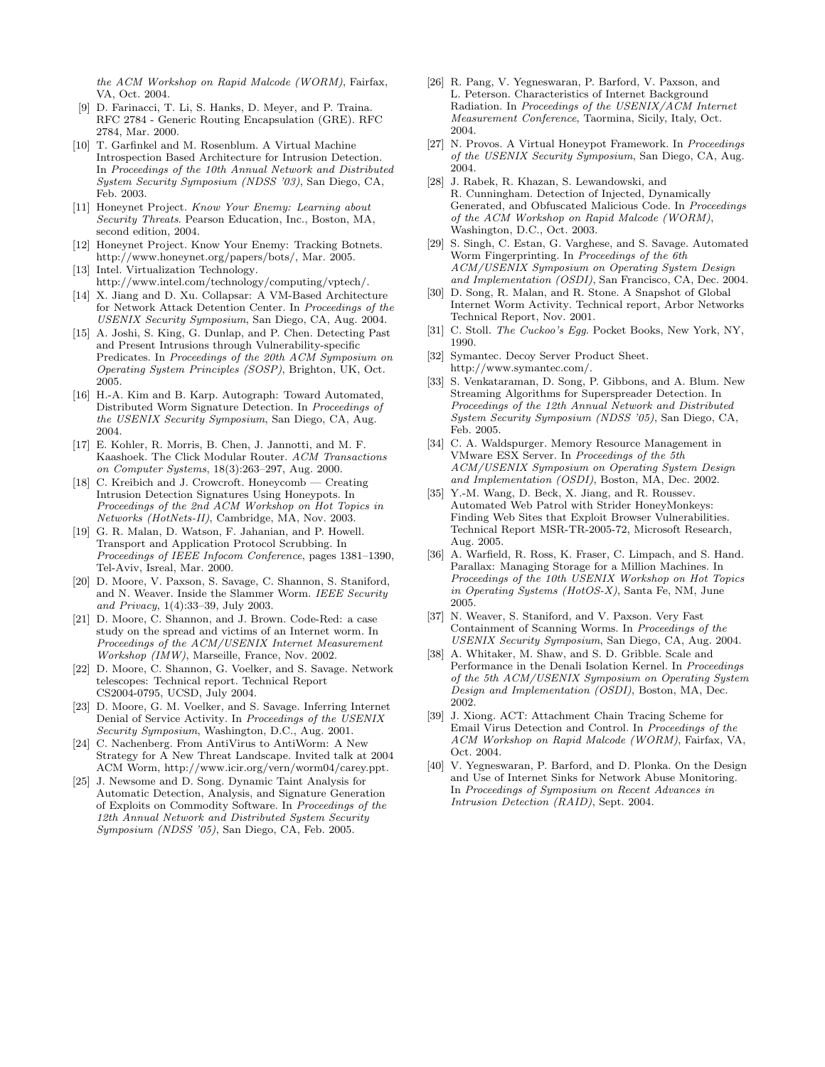the ACM Workshop on Rapid Malcode (WORM)*, Fairfax, VA, Oct. 2004.

[9] D. Farinacci, T. Li, S. Hanks, D. Meyer, and P. Traina. RFC 2784 - Generic Routing Encapsulation (GRE). RFC 2784, Mar. 2000.

[10] T. Garfinkel and M. Rosenblum. A Virtual Machine Introspection Based Architecture for Intrusion Detection. In *Proceedings of the 10th Annual Network and Distributed System Security Symposium (NDSS '03)*, San Diego, CA, Feb. 2003.

[11] Honeynet Project. *Know Your Enemy: Learning about Security Threats*. Pearson Education, Inc., Boston, MA, second edition, 2004.

[12] Honeynet Project. Know Your Enemy: Tracking Botnets. http://www.honeynet.org/papers/bots/, Mar. 2005.

[13] Intel. Virtualization Technology. http://www.intel.com/technology/computing/vptech/.

[14] X. Jiang and D. Xu. Collapsar: A VM-Based Architecture for Network Attack Detention Center. In *Proceedings of the USENIX Security Symposium*, San Diego, CA, Aug. 2004.

[15] A. Joshi, S. King, G. Dunlap, and P. Chen. Detecting Past and Present Intrusions through Vulnerability-specific Predicates. In *Proceedings of the 20th ACM Symposium on Operating System Principles (SOSP)*, Brighton, UK, Oct. 2005.

[16] H.-A. Kim and B. Karp. Autograph: Toward Automated, Distributed Worm Signature Detection. In *Proceedings of the USENIX Security Symposium*, San Diego, CA, Aug. 2004.

[17] E. Kohler, R. Morris, B. Chen, J. Jannotti, and M. F. Kaashoek. The Click Modular Router. *ACM Transactions on Computer Systems*, 18(3):263–297, Aug. 2000.

[18] C. Kreibich and J. Crowcroft. Honeycomb — Creating Intrusion Detection Signatures Using Honeypots. In *Proceedings of the 2nd ACM Workshop on Hot Topics in Networks (HotNets-II)*, Cambridge, MA, Nov. 2003.

[19] G. R. Malan, D. Watson, F. Jahanian, and P. Howell. Transport and Application Protocol Scrubbing. In *Proceedings of IEEE Infocom Conference*, pages 1381–1390, Tel-Aviv, Isreal, Mar. 2000.

[20] D. Moore, V. Paxson, S. Savage, C. Shannon, S. Staniford, and N. Weaver. Inside the Slammer Worm. *IEEE Security and Privacy*, 1(4):33–39, July 2003.

[21] D. Moore, C. Shannon, and J. Brown. Code-Red: a case study on the spread and victims of an Internet worm. In *Proceedings of the ACM/USENIX Internet Measurement Workshop (IMW)*, Marseille, France, Nov. 2002.

[22] D. Moore, C. Shannon, G. Voelker, and S. Savage. Network telescopes: Technical report. Technical Report CS2004-0795, UCSD, July 2004.

[23] D. Moore, G. M. Voelker, and S. Savage. Inferring Internet Denial of Service Activity. In *Proceedings of the USENIX Security Symposium*, Washington, D.C., Aug. 2001.

[24] C. Nachenberg. From AntiVirus to AntiWorm: A New Strategy for A New Threat Landscape. Invited talk at 2004 ACM Worm, http://www.icir.org/vern/worm04/carey.ppt.

[25] J. Newsome and D. Song. Dynamic Taint Analysis for Automatic Detection, Analysis, and Signature Generation of Exploits on Commodity Software. In *Proceedings of the 12th Annual Network and Distributed System Security Symposium (NDSS '05)*, San Diego, CA, Feb. 2005.

[26] R. Pang, V. Yegneswaran, P. Barford, V. Paxson, and L. Peterson. Characteristics of Internet Background Radiation. In *Proceedings of the USENIX/ACM Internet Measurement Conference*, Taormina, Sicily, Italy, Oct. 2004.

[27] N. Provos. A Virtual Honeypot Framework. In *Proceedings of the USENIX Security Symposium*, San Diego, CA, Aug. 2004.

[28] J. Rabek, R. Khazan, S. Lewandowski, and R. Cunningham. Detection of Injected, Dynamically Generated, and Obfuscated Malicious Code. In *Proceedings of the ACM Workshop on Rapid Malcode (WORM)*, Washington, D.C., Oct. 2003.

[29] S. Singh, C. Estan, G. Varghese, and S. Savage. Automated Worm Fingerprinting. In *Proceedings of the 6th ACM/USENIX Symposium on Operating System Design and Implementation (OSDI)*, San Francisco, CA, Dec. 2004.

[30] D. Song, R. Malan, and R. Stone. A Snapshot of Global Internet Worm Activity. Technical report, Arbor Networks Technical Report, Nov. 2001.

[31] C. Stoll. *The Cuckoo's Egg*. Pocket Books, New York, NY, 1990.

[32] Symantec. Decoy Server Product Sheet. http://www.symantec.com/.

[33] S. Venkataraman, D. Song, P. Gibbons, and A. Blum. New Streaming Algorithms for Superspreader Detection. In *Proceedings of the 12th Annual Network and Distributed System Security Symposium (NDSS '05)*, San Diego, CA, Feb. 2005.

[34] C. A. Waldspurger. Memory Resource Management in VMware ESX Server. In *Proceedings of the 5th ACM/USENIX Symposium on Operating System Design and Implementation (OSDI)*, Boston, MA, Dec. 2002.

[35] Y.-M. Wang, D. Beck, X. Jiang, and R. Roussev. Automated Web Patrol with Strider HoneyMonkeys: Finding Web Sites that Exploit Browser Vulnerabilities. Technical Report MSR-TR-2005-72, Microsoft Research, Aug. 2005.

[36] A. Warfield, R. Ross, K. Fraser, C. Limpach, and S. Hand. Parallax: Managing Storage for a Million Machines. In *Proceedings of the 10th USENIX Workshop on Hot Topics in Operating Systems (HotOS-X)*, Santa Fe, NM, June 2005.

[37] N. Weaver, S. Staniford, and V. Paxson. Very Fast Containment of Scanning Worms. In *Proceedings of the USENIX Security Symposium*, San Diego, CA, Aug. 2004.

[38] A. Whitaker, M. Shaw, and S. D. Gribble. Scale and Performance in the Denali Isolation Kernel. In *Proceedings of the 5th ACM/USENIX Symposium on Operating System Design and Implementation (OSDI)*, Boston, MA, Dec. 2002.

[39] J. Xiong. ACT: Attachment Chain Tracing Scheme for Email Virus Detection and Control. In *Proceedings of the ACM Workshop on Rapid Malcode (WORM)*, Fairfax, VA, Oct. 2004.

[40] V. Yegneswaran, P. Barford, and D. Plonka. On the Design and Use of Internet Sinks for Network Abuse Monitoring. In *Proceedings of Symposium on Recent Advances in Intrusion Detection (RAID)*, Sept. 2004.